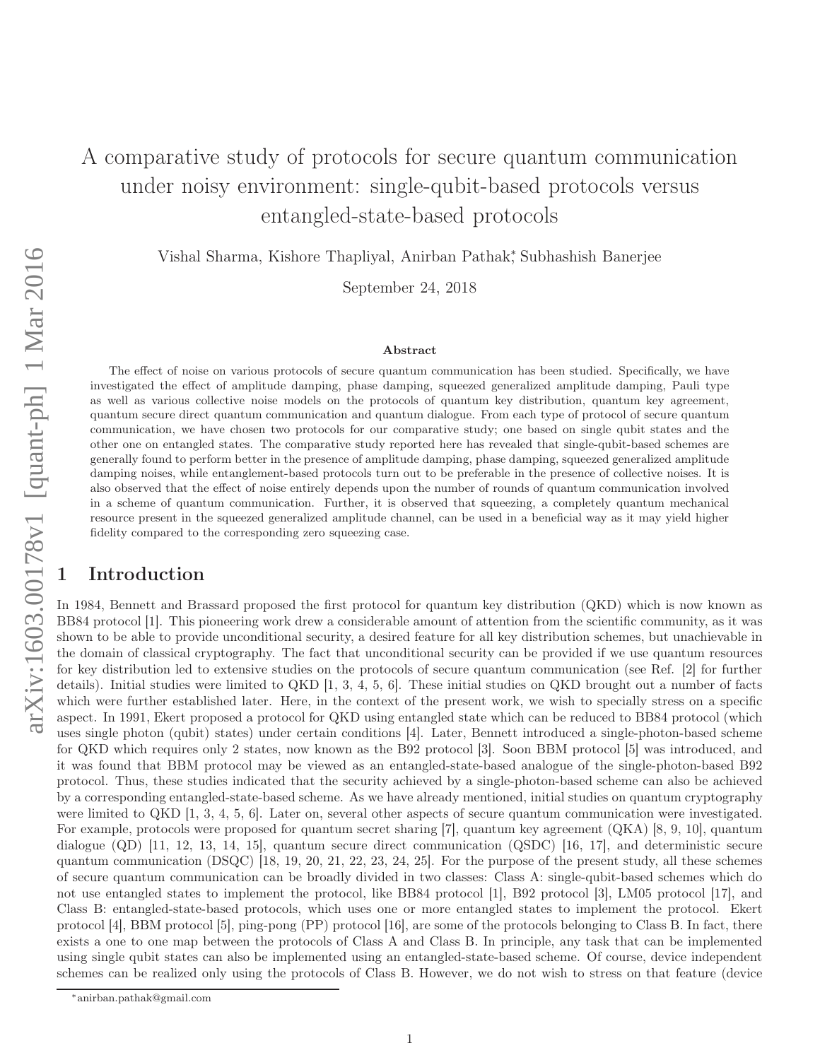# A comparative study of protocols for secure quantum communication under noisy environment: single-qubit-based protocols versus entangled-state-based protocols

Vishal Sharma, Kishore Thapliyal, Anirban Pathak*, Subhashish Banerjee

September 24, 2018

**Abstract**

The effect of noise on various protocols of secure quantum communication has been studied. Specifically, we have investigated the effect of amplitude damping, phase damping, squeezed generalized amplitude damping, Pauli type as well as various collective noise models on the protocols of quantum key distribution, quantum key agreement, quantum secure direct quantum communication and quantum dialogue. From each type of protocol of secure quantum communication, we have chosen two protocols for our comparative study; one based on single qubit states and the other one on entangled states. The comparative study reported here has revealed that single-qubit-based schemes are generally found to perform better in the presence of amplitude damping, phase damping, squeezed generalized amplitude damping noises, while entanglement-based protocols turn out to be preferable in the presence of collective noises. It is also observed that the effect of noise entirely depends upon the number of rounds of quantum communication involved in a scheme of quantum communication. Further, it is observed that squeezing, a completely quantum mechanical resource present in the squeezed generalized amplitude channel, can be used in a beneficial way as it may yield higher fidelity compared to the corresponding zero squeezing case.

## 1 Introduction

In 1984, Bennett and Brassard proposed the first protocol for quantum key distribution (QKD) which is now known as BB84 protocol [1]. This pioneering work drew a considerable amount of attention from the scientific community, as it was shown to be able to provide unconditional security, a desired feature for all key distribution schemes, but unachievable in the domain of classical cryptography. The fact that unconditional security can be provided if we use quantum resources for key distribution led to extensive studies on the protocols of secure quantum communication (see Ref. [2] for further details). Initial studies were limited to QKD [1, 3, 4, 5, 6]. These initial studies on QKD brought out a number of facts which were further established later. Here, in the context of the present work, we wish to specially stress on a specific aspect. In 1991, Ekert proposed a protocol for QKD using entangled state which can be reduced to BB84 protocol (which uses single photon (qubit) states) under certain conditions [4]. Later, Bennett introduced a single-photon-based scheme for QKD which requires only 2 states, now known as the B92 protocol [3]. Soon BBM protocol [5] was introduced, and it was found that BBM protocol may be viewed as an entangled-state-based analogue of the single-photon-based B92 protocol. Thus, these studies indicated that the security achieved by a single-photon-based scheme can also be achieved by a corresponding entangled-state-based scheme. As we have already mentioned, initial studies on quantum cryptography were limited to QKD [1, 3, 4, 5, 6]. Later on, several other aspects of secure quantum communication were investigated. For example, protocols were proposed for quantum secret sharing [7], quantum key agreement (QKA) [8, 9, 10], quantum dialogue (QD) [11, 12, 13, 14, 15], quantum secure direct communication (QSDC) [16, 17], and deterministic secure quantum communication (DSQC) [18, 19, 20, 21, 22, 23, 24, 25]. For the purpose of the present study, all these schemes of secure quantum communication can be broadly divided in two classes: Class A: single-qubit-based schemes which do not use entangled states to implement the protocol, like BB84 protocol [1], B92 protocol [3], LM05 protocol [17], and Class B: entangled-state-based protocols, which uses one or more entangled states to implement the protocol. Ekert protocol [4], BBM protocol [5], ping-pong (PP) protocol [16], are some of the protocols belonging to Class B. In fact, there exists a one to one map between the protocols of Class A and Class B. In principle, any task that can be implemented using single qubit states can also be implemented using an entangled-state-based scheme. Of course, device independent schemes can be realized only using the protocols of Class B. However, we do not wish to stress on that feature (device

*anirban.pathak@gmail.com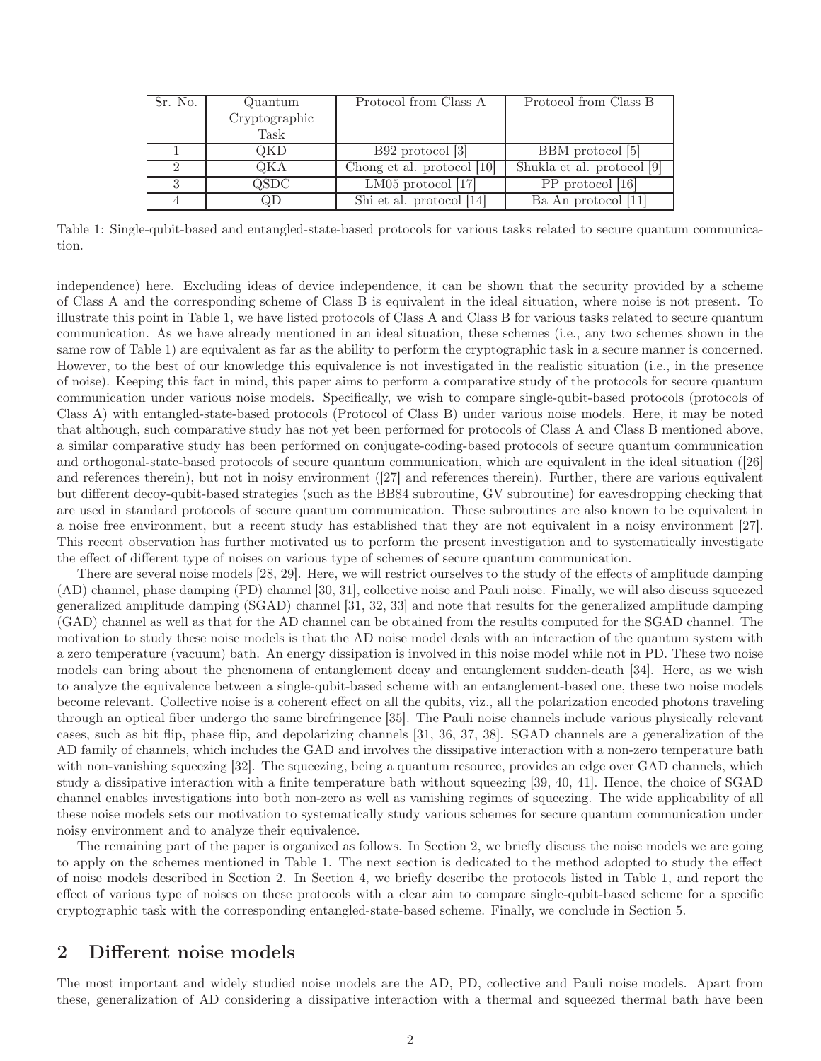| Sr. No. | Quantum Cryptographic Task | Protocol from Class A | Protocol from Class B |
|---|---|---|---|
| 1 | QKD | B92 protocol [3] | BBM protocol [5] |
| 2 | QKA | Chong et al. protocol [10] | Shukla et al. protocol [9] |
| 3 | QSDC | LM05 protocol [17] | PP protocol [16] |
| 4 | QD | Shi et al. protocol [14] | Ba An protocol [11] |

Table 1: Single-qubit-based and entangled-state-based protocols for various tasks related to secure quantum communication.

independence) here. Excluding ideas of device independence, it can be shown that the security provided by a scheme of Class A and the corresponding scheme of Class B is equivalent in the ideal situation, where noise is not present. To illustrate this point in Table 1, we have listed protocols of Class A and Class B for various tasks related to secure quantum communication. As we have already mentioned in an ideal situation, these schemes (i.e., any two schemes shown in the same row of Table 1) are equivalent as far as the ability to perform the cryptographic task in a secure manner is concerned. However, to the best of our knowledge this equivalence is not investigated in the realistic situation (i.e., in the presence of noise). Keeping this fact in mind, this paper aims to perform a comparative study of the protocols for secure quantum communication under various noise models. Specifically, we wish to compare single-qubit-based protocols (protocols of Class A) with entangled-state-based protocols (Protocol of Class B) under various noise models. Here, it may be noted that although, such comparative study has not yet been performed for protocols of Class A and Class B mentioned above, a similar comparative study has been performed on conjugate-coding-based protocols of secure quantum communication and orthogonal-state-based protocols of secure quantum communication, which are equivalent in the ideal situation ([26] and references therein), but not in noisy environment ([27] and references therein). Further, there are various equivalent but different decoy-qubit-based strategies (such as the BB84 subroutine, GV subroutine) for eavesdropping checking that are used in standard protocols of secure quantum communication. These subroutines are also known to be equivalent in a noise free environment, but a recent study has established that they are not equivalent in a noisy environment [27]. This recent observation has further motivated us to perform the present investigation and to systematically investigate the effect of different type of noises on various type of schemes of secure quantum communication.

There are several noise models [28, 29]. Here, we will restrict ourselves to the study of the effects of amplitude damping (AD) channel, phase damping (PD) channel [30, 31], collective noise and Pauli noise. Finally, we will also discuss squeezed generalized amplitude damping (SGAD) channel [31, 32, 33] and note that results for the generalized amplitude damping (GAD) channel as well as that for the AD channel can be obtained from the results computed for the SGAD channel. The motivation to study these noise models is that the AD noise model deals with an interaction of the quantum system with a zero temperature (vacuum) bath. An energy dissipation is involved in this noise model while not in PD. These two noise models can bring about the phenomena of entanglement decay and entanglement sudden-death [34]. Here, as we wish to analyze the equivalence between a single-qubit-based scheme with an entanglement-based one, these two noise models become relevant. Collective noise is a coherent effect on all the qubits, viz., all the polarization encoded photons traveling through an optical fiber undergo the same birefringence [35]. The Pauli noise channels include various physically relevant cases, such as bit flip, phase flip, and depolarizing channels [31, 36, 37, 38]. SGAD channels are a generalization of the AD family of channels, which includes the GAD and involves the dissipative interaction with a non-zero temperature bath with non-vanishing squeezing [32]. The squeezing, being a quantum resource, provides an edge over GAD channels, which study a dissipative interaction with a finite temperature bath without squeezing [39, 40, 41]. Hence, the choice of SGAD channel enables investigations into both non-zero as well as vanishing regimes of squeezing. The wide applicability of all these noise models sets our motivation to systematically study various schemes for secure quantum communication under noisy environment and to analyze their equivalence.

The remaining part of the paper is organized as follows. In Section 2, we briefly discuss the noise models we are going to apply on the schemes mentioned in Table 1. The next section is dedicated to the method adopted to study the effect of noise models described in Section 2. In Section 4, we briefly describe the protocols listed in Table 1, and report the effect of various type of noises on these protocols with a clear aim to compare single-qubit-based scheme for a specific cryptographic task with the corresponding entangled-state-based scheme. Finally, we conclude in Section 5.

## 2 Different noise models

The most important and widely studied noise models are the AD, PD, collective and Pauli noise models. Apart from these, generalization of AD considering a dissipative interaction with a thermal and squeezed thermal bath have been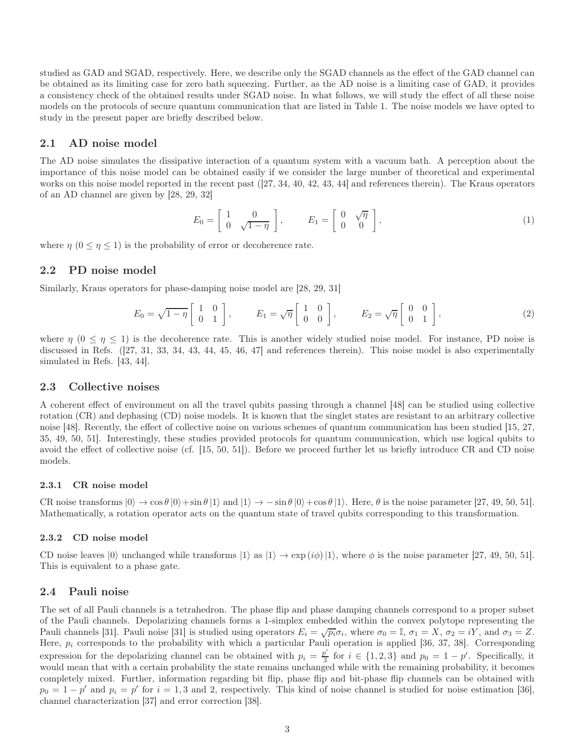studied as GAD and SGAD, respectively. Here, we describe only the SGAD channels as the effect of the GAD channel can be obtained as its limiting case for zero bath squeezing. Further, as the AD noise is a limiting case of GAD, it provides a consistency check of the obtained results under SGAD noise. In what follows, we will study the effect of all these noise models on the protocols of secure quantum communication that are listed in Table 1. The noise models we have opted to study in the present paper are briefly described below.

## 2.1 AD noise model

The AD noise simulates the dissipative interaction of a quantum system with a vacuum bath. A perception about the importance of this noise model can be obtained easily if we consider the large number of theoretical and experimental works on this noise model reported in the recent past ([27, 34, 40, 42, 43, 44] and references therein). The Kraus operators of an AD channel are given by [28, 29, 32]

$$E_0 = \begin{bmatrix} 1 & 0 \\ 0 & \sqrt{1-\eta} \end{bmatrix}, \qquad E_1 = \begin{bmatrix} 0 & \sqrt{\eta} \\ 0 & 0 \end{bmatrix}, \tag{1}$$

where $\eta$ ($0 \leq \eta \leq 1$) is the probability of error or decoherence rate.

## 2.2 PD noise model

Similarly, Kraus operators for phase-damping noise model are [28, 29, 31]

$$E_0 = \sqrt{1-\eta} \begin{bmatrix} 1 & 0 \\ 0 & 1 \end{bmatrix}, \qquad E_1 = \sqrt{\eta} \begin{bmatrix} 1 & 0 \\ 0 & 0 \end{bmatrix}, \qquad E_2 = \sqrt{\eta} \begin{bmatrix} 0 & 0 \\ 0 & 1 \end{bmatrix}, \tag{2}$$

where $\eta$ ($0 \leq \eta \leq 1$) is the decoherence rate. This is another widely studied noise model. For instance, PD noise is discussed in Refs. ([27, 31, 33, 34, 43, 44, 45, 46, 47] and references therein). This noise model is also experimentally simulated in Refs. [43, 44].

## 2.3 Collective noises

A coherent effect of environment on all the travel qubits passing through a channel [48] can be studied using collective rotation (CR) and dephasing (CD) noise models. It is known that the singlet states are resistant to an arbitrary collective noise [48]. Recently, the effect of collective noise on various schemes of quantum communication has been studied [15, 27, 35, 49, 50, 51]. Interestingly, these studies provided protocols for quantum communication, which use logical qubits to avoid the effect of collective noise (cf. [15, 50, 51]). Before we proceed further let us briefly introduce CR and CD noise models.

### 2.3.1 CR noise model

CR noise transforms $|0\rangle \rightarrow \cos\theta\,|0\rangle + \sin\theta\,|1\rangle$ and $|1\rangle \rightarrow -\sin\theta\,|0\rangle + \cos\theta\,|1\rangle$. Here, $\theta$ is the noise parameter [27, 49, 50, 51]. Mathematically, a rotation operator acts on the quantum state of travel qubits corresponding to this transformation.

### 2.3.2 CD noise model

CD noise leaves $|0\rangle$ unchanged while transforms $|1\rangle$ as $|1\rangle \rightarrow \exp(i\phi)\,|1\rangle$, where $\phi$ is the noise parameter [27, 49, 50, 51]. This is equivalent to a phase gate.

## 2.4 Pauli noise

The set of all Pauli channels is a tetrahedron. The phase flip and phase damping channels correspond to a proper subset of the Pauli channels. Depolarizing channels forms a 1-simplex embedded within the convex polytope representing the Pauli channels [31]. Pauli noise [31] is studied using operators $E_i = \sqrt{p_i}\sigma_i$, where $\sigma_0 = \mathbb{I}$, $\sigma_1 = X$, $\sigma_2 = iY$, and $\sigma_3 = Z$. Here, $p_i$ corresponds to the probability with which a particular Pauli operation is applied [36, 37, 38]. Corresponding expression for the depolarizing channel can be obtained with $p_i = \frac{p'}{3}$ for $i \in \{1, 2, 3\}$ and $p_0 = 1 - p'$. Specifically, it would mean that with a certain probability the state remains unchanged while with the remaining probability, it becomes completely mixed. Further, information regarding bit flip, phase flip and bit-phase flip channels can be obtained with $p_0 = 1 - p'$ and $p_i = p'$ for $i = 1, 3$ and 2, respectively. This kind of noise channel is studied for noise estimation [36], channel characterization [37] and error correction [38].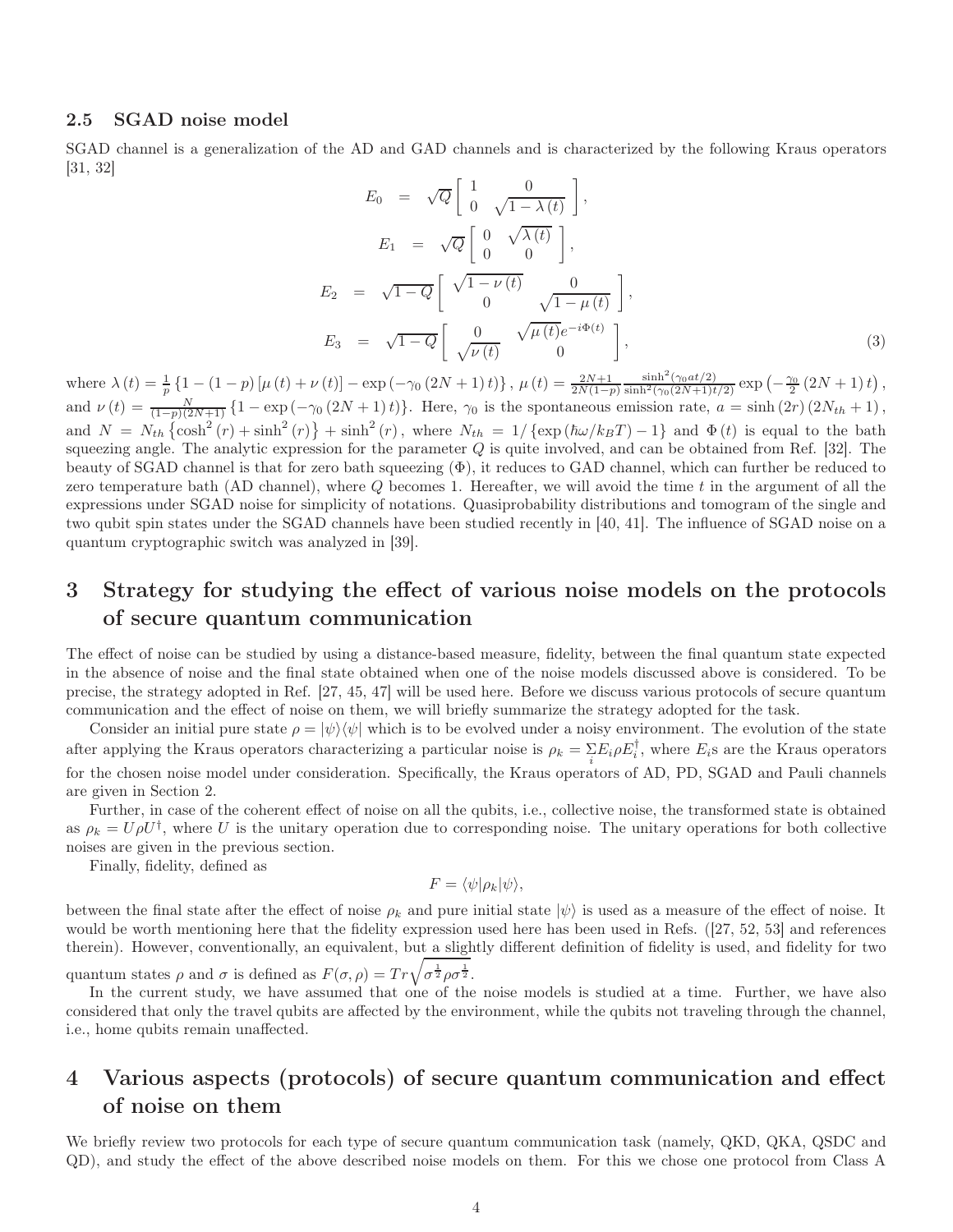### 2.5 SGAD noise model

SGAD channel is a generalization of the AD and GAD channels and is characterized by the following Kraus operators [31, 32]

$$
\begin{aligned}
E_0 &= \sqrt{Q}\left[\begin{array}{cc} 1 & 0 \\ 0 & \sqrt{1-\lambda(t)} \end{array}\right], \\
E_1 &= \sqrt{Q}\left[\begin{array}{cc} 0 & \sqrt{\lambda(t)} \\ 0 & 0 \end{array}\right], \\
E_2 &= \sqrt{1-Q}\left[\begin{array}{cc} \sqrt{1-\nu(t)} & 0 \\ 0 & \sqrt{1-\mu(t)} \end{array}\right], \\
E_3 &= \sqrt{1-Q}\left[\begin{array}{cc} 0 & \sqrt{\mu(t)}e^{-i\Phi(t)} \\ \sqrt{\nu(t)} & 0 \end{array}\right],
\end{aligned} \tag{3}
$$

where $\lambda(t) = \frac{1}{p}\left\{1-(1-p)\left[\mu(t)+\nu(t)\right] - \exp\left(-\gamma_0\left(2N+1\right)t\right)\right\}$, $\mu(t) = \frac{2N+1}{2N(1-p)}\frac{\sinh^2(\gamma_0 a t/2)}{\sinh^2(\gamma_0(2N+1)t/2)}\exp\left(-\frac{\gamma_0}{2}\left(2N+1\right)t\right)$, and $\nu(t) = \frac{N}{(1-p)(2N+1)}\left\{1-\exp\left(-\gamma_0\left(2N+1\right)t\right)\right\}$. Here, $\gamma_0$ is the spontaneous emission rate, $a = \sinh\left(2r\right)\left(2N_{th}+1\right)$, and $N = N_{th}\left\{\cosh^2\left(r\right)+\sinh^2\left(r\right)\right\}+\sinh^2\left(r\right)$, where $N_{th} = 1/\left\{\exp\left(\hbar\omega/k_B T\right)-1\right\}$ and $\Phi(t)$ is equal to the bath squeezing angle. The analytic expression for the parameter $Q$ is quite involved, and can be obtained from Ref. [32]. The beauty of SGAD channel is that for zero bath squeezing ($\Phi$), it reduces to GAD channel, which can further be reduced to zero temperature bath (AD channel), where $Q$ becomes 1. Hereafter, we will avoid the time $t$ in the argument of all the expressions under SGAD noise for simplicity of notations. Quasiprobability distributions and tomogram of the single and two qubit spin states under the SGAD channels have been studied recently in [40, 41]. The influence of SGAD noise on a quantum cryptographic switch was analyzed in [39].

## 3 Strategy for studying the effect of various noise models on the protocols of secure quantum communication

The effect of noise can be studied by using a distance-based measure, fidelity, between the final quantum state expected in the absence of noise and the final state obtained when one of the noise models discussed above is considered. To be precise, the strategy adopted in Ref. [27, 45, 47] will be used here. Before we discuss various protocols of secure quantum communication and the effect of noise on them, we will briefly summarize the strategy adopted for the task.

Consider an initial pure state $\rho = |\psi\rangle\langle\psi|$ which is to be evolved under a noisy environment. The evolution of the state after applying the Kraus operators characterizing a particular noise is $\rho_k = \sum_i E_i \rho E_i^\dagger$, where $E_i$s are the Kraus operators for the chosen noise model under consideration. Specifically, the Kraus operators of AD, PD, SGAD and Pauli channels are given in Section 2.

Further, in case of the coherent effect of noise on all the qubits, i.e., collective noise, the transformed state is obtained as $\rho_k = U\rho U^\dagger$, where $U$ is the unitary operation due to corresponding noise. The unitary operations for both collective noises are given in the previous section.

Finally, fidelity, defined as

$$
F = \langle\psi|\rho_k|\psi\rangle,
$$

between the final state after the effect of noise $\rho_k$ and pure initial state $|\psi\rangle$ is used as a measure of the effect of noise. It would be worth mentioning here that the fidelity expression used here has been used in Refs. ([27, 52, 53] and references therein). However, conventionally, an equivalent, but a slightly different definition of fidelity is used, and fidelity for two quantum states $\rho$ and $\sigma$ is defined as $F(\sigma,\rho) = Tr\sqrt{\sigma^{\frac{1}{2}}\rho\sigma^{\frac{1}{2}}}$.

In the current study, we have assumed that one of the noise models is studied at a time. Further, we have also considered that only the travel qubits are affected by the environment, while the qubits not traveling through the channel, i.e., home qubits remain unaffected.

## 4 Various aspects (protocols) of secure quantum communication and effect of noise on them

We briefly review two protocols for each type of secure quantum communication task (namely, QKD, QKA, QSDC and QD), and study the effect of the above described noise models on them. For this we chose one protocol from Class A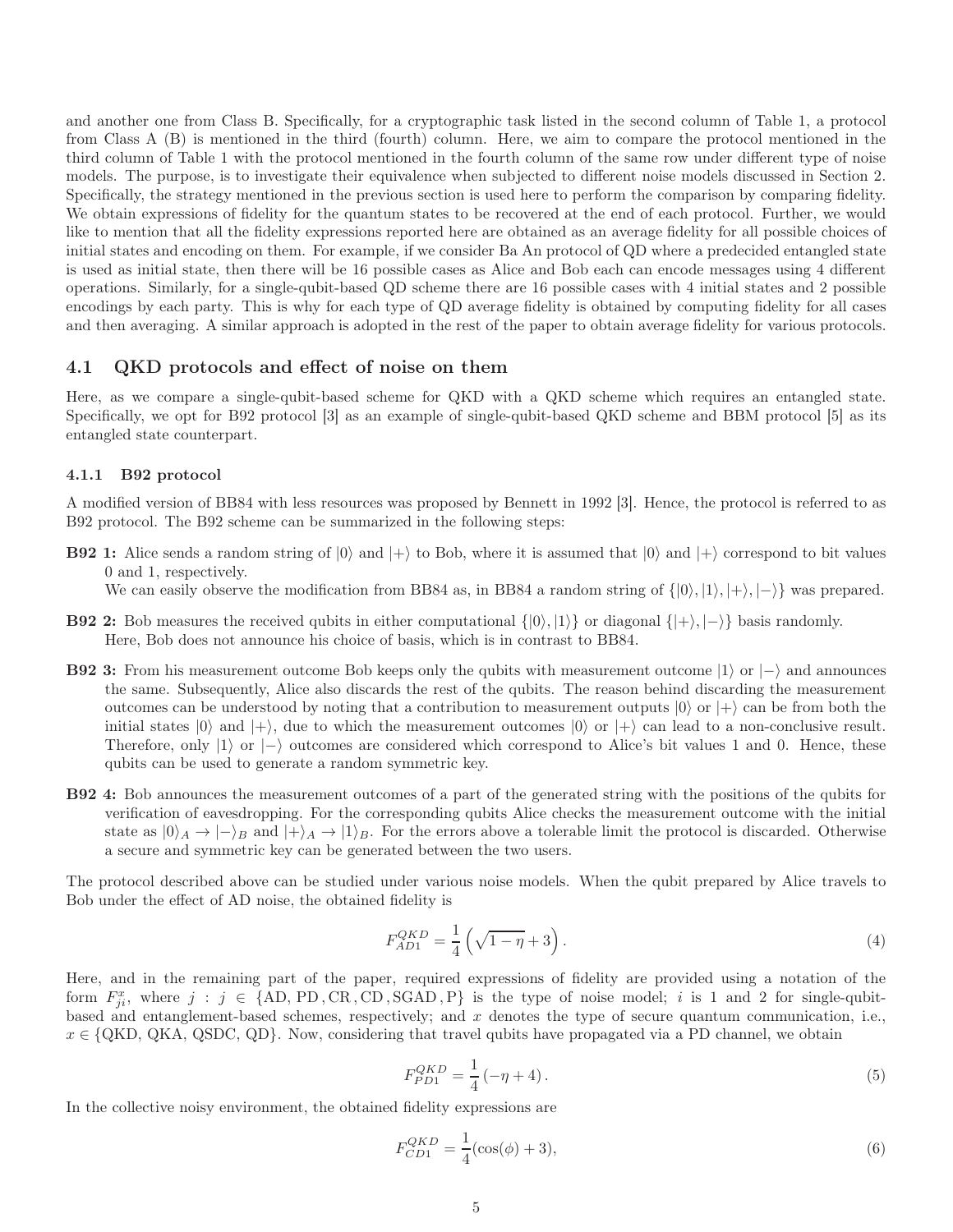and another one from Class B. Specifically, for a cryptographic task listed in the second column of Table 1, a protocol from Class A (B) is mentioned in the third (fourth) column. Here, we aim to compare the protocol mentioned in the third column of Table 1 with the protocol mentioned in the fourth column of the same row under different type of noise models. The purpose, is to investigate their equivalence when subjected to different noise models discussed in Section 2. Specifically, the strategy mentioned in the previous section is used here to perform the comparison by comparing fidelity. We obtain expressions of fidelity for the quantum states to be recovered at the end of each protocol. Further, we would like to mention that all the fidelity expressions reported here are obtained as an average fidelity for all possible choices of initial states and encoding on them. For example, if we consider Ba An protocol of QD where a predecided entangled state is used as initial state, then there will be 16 possible cases as Alice and Bob each can encode messages using 4 different operations. Similarly, for a single-qubit-based QD scheme there are 16 possible cases with 4 initial states and 2 possible encodings by each party. This is why for each type of QD average fidelity is obtained by computing fidelity for all cases and then averaging. A similar approach is adopted in the rest of the paper to obtain average fidelity for various protocols.

## 4.1 QKD protocols and effect of noise on them

Here, as we compare a single-qubit-based scheme for QKD with a QKD scheme which requires an entangled state. Specifically, we opt for B92 protocol [3] as an example of single-qubit-based QKD scheme and BBM protocol [5] as its entangled state counterpart.

### 4.1.1 B92 protocol

A modified version of BB84 with less resources was proposed by Bennett in 1992 [3]. Hence, the protocol is referred to as B92 protocol. The B92 scheme can be summarized in the following steps:

- **B92 1:** Alice sends a random string of $|0\rangle$ and $|+\rangle$ to Bob, where it is assumed that $|0\rangle$ and $|+\rangle$ correspond to bit values 0 and 1, respectively.
  We can easily observe the modification from BB84 as, in BB84 a random string of $\{|0\rangle, |1\rangle, |+\rangle, |-\rangle\}$ was prepared.

- **B92 2:** Bob measures the received qubits in either computational $\{|0\rangle, |1\rangle\}$ or diagonal $\{|+\rangle, |-\rangle\}$ basis randomly. Here, Bob does not announce his choice of basis, which is in contrast to BB84.

- **B92 3:** From his measurement outcome Bob keeps only the qubits with measurement outcome $|1\rangle$ or $|-\rangle$ and announces the same. Subsequently, Alice also discards the rest of the qubits. The reason behind discarding the measurement outcomes can be understood by noting that a contribution to measurement outputs $|0\rangle$ or $|+\rangle$ can be from both the initial states $|0\rangle$ and $|+\rangle$, due to which the measurement outcomes $|0\rangle$ or $|+\rangle$ can lead to a non-conclusive result. Therefore, only $|1\rangle$ or $|-\rangle$ outcomes are considered which correspond to Alice's bit values 1 and 0. Hence, these qubits can be used to generate a random symmetric key.

- **B92 4:** Bob announces the measurement outcomes of a part of the generated string with the positions of the qubits for verification of eavesdropping. For the corresponding qubits Alice checks the measurement outcome with the initial state as $|0\rangle_A \rightarrow |-\rangle_B$ and $|+\rangle_A \rightarrow |1\rangle_B$. For the errors above a tolerable limit the protocol is discarded. Otherwise a secure and symmetric key can be generated between the two users.

The protocol described above can be studied under various noise models. When the qubit prepared by Alice travels to Bob under the effect of AD noise, the obtained fidelity is

$$F_{AD1}^{QKD} = \frac{1}{4}\left(\sqrt{1-\eta}+3\right). \tag{4}$$

Here, and in the remaining part of the paper, required expressions of fidelity are provided using a notation of the form $F_{ji}^{x}$, where $j : j \in \{\text{AD, PD, CR, CD, SGAD, P}\}$ is the type of noise model; $i$ is 1 and 2 for single-qubit-based and entanglement-based schemes, respectively; and $x$ denotes the type of secure quantum communication, i.e., $x \in \{\text{QKD, QKA, QSDC, QD}\}$. Now, considering that travel qubits have propagated via a PD channel, we obtain

$$F_{PD1}^{QKD} = \frac{1}{4}\left(-\eta+4\right). \tag{5}$$

In the collective noisy environment, the obtained fidelity expressions are

$$F_{CD1}^{QKD} = \frac{1}{4}(\cos(\phi)+3), \tag{6}$$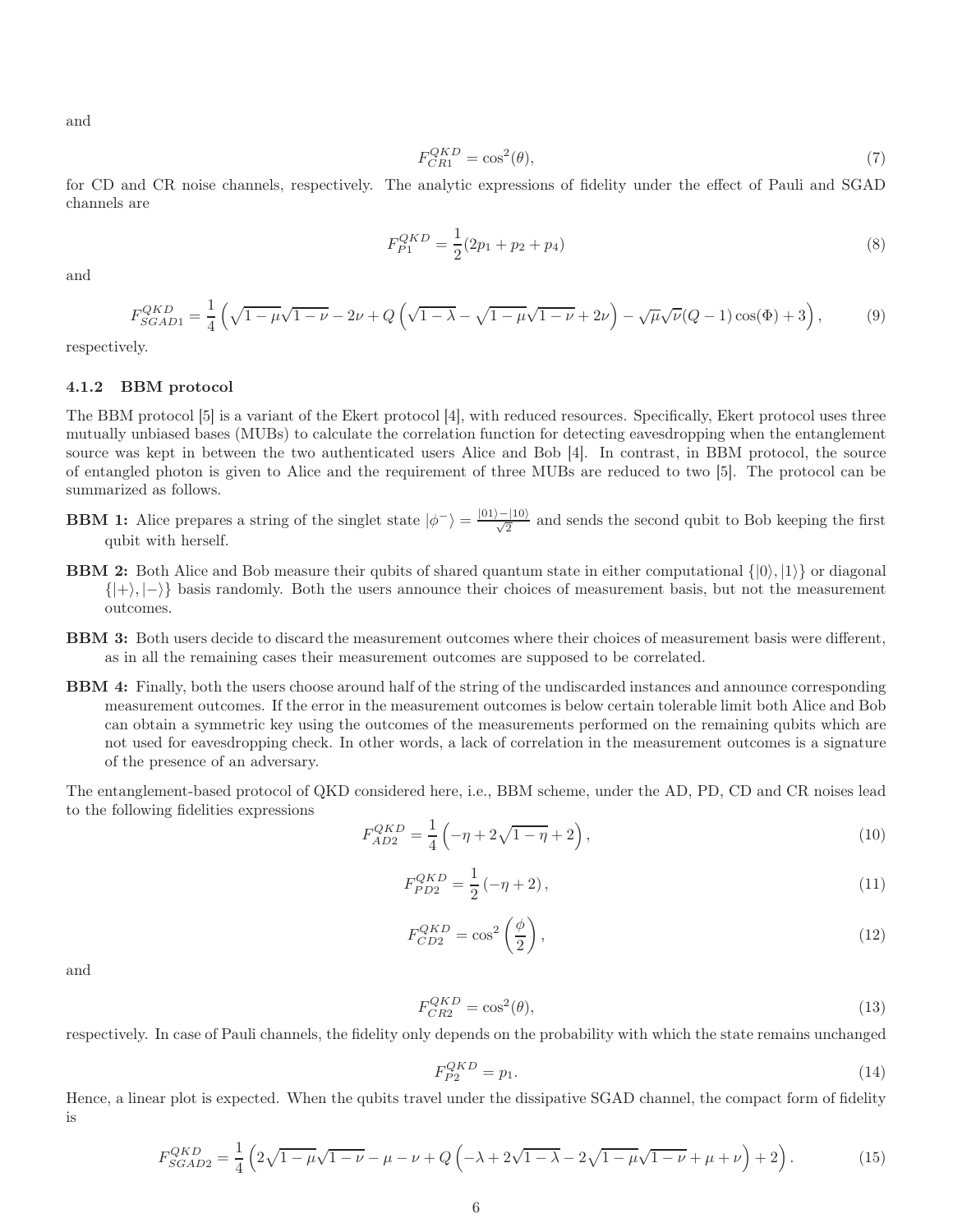and

$$F_{CR1}^{QKD} = \cos^2(\theta), \tag{7}$$

for CD and CR noise channels, respectively. The analytic expressions of fidelity under the effect of Pauli and SGAD channels are

$$F_{P1}^{QKD} = \frac{1}{2}(2p_1 + p_2 + p_4) \tag{8}$$

and

$$F_{SGAD1}^{QKD} = \frac{1}{4}\left(\sqrt{1-\mu}\sqrt{1-\nu} - 2\nu + Q\left(\sqrt{1-\lambda} - \sqrt{1-\mu}\sqrt{1-\nu} + 2\nu\right) - \sqrt{\mu}\sqrt{\nu}(Q-1)\cos(\Phi) + 3\right), \tag{9}$$

respectively.

#### 4.1.2 BBM protocol

The BBM protocol [5] is a variant of the Ekert protocol [4], with reduced resources. Specifically, Ekert protocol uses three mutually unbiased bases (MUBs) to calculate the correlation function for detecting eavesdropping when the entanglement source was kept in between the two authenticated users Alice and Bob [4]. In contrast, in BBM protocol, the source of entangled photon is given to Alice and the requirement of three MUBs are reduced to two [5]. The protocol can be summarized as follows.

**BBM 1:** Alice prepares a string of the singlet state $|\phi^-\rangle = \frac{|01\rangle - |10\rangle}{\sqrt{2}}$ and sends the second qubit to Bob keeping the first qubit with herself.

**BBM 2:** Both Alice and Bob measure their qubits of shared quantum state in either computational $\{|0\rangle, |1\rangle\}$ or diagonal $\{|+\rangle, |-\rangle\}$ basis randomly. Both the users announce their choices of measurement basis, but not the measurement outcomes.

**BBM 3:** Both users decide to discard the measurement outcomes where their choices of measurement basis were different, as in all the remaining cases their measurement outcomes are supposed to be correlated.

**BBM 4:** Finally, both the users choose around half of the string of the undiscarded instances and announce corresponding measurement outcomes. If the error in the measurement outcomes is below certain tolerable limit both Alice and Bob can obtain a symmetric key using the outcomes of the measurements performed on the remaining qubits which are not used for eavesdropping check. In other words, a lack of correlation in the measurement outcomes is a signature of the presence of an adversary.

The entanglement-based protocol of QKD considered here, i.e., BBM scheme, under the AD, PD, CD and CR noises lead to the following fidelities expressions

$$F_{AD2}^{QKD} = \frac{1}{4}\left(-\eta + 2\sqrt{1-\eta} + 2\right), \tag{10}$$

$$F_{PD2}^{QKD} = \frac{1}{2}\left(-\eta + 2\right), \tag{11}$$

$$F_{CD2}^{QKD} = \cos^2\left(\frac{\phi}{2}\right), \tag{12}$$

and

$$F_{CR2}^{QKD} = \cos^2(\theta), \tag{13}$$

respectively. In case of Pauli channels, the fidelity only depends on the probability with which the state remains unchanged

$$F_{P2}^{QKD} = p_1. \tag{14}$$

Hence, a linear plot is expected. When the qubits travel under the dissipative SGAD channel, the compact form of fidelity is

$$F_{SGAD2}^{QKD} = \frac{1}{4}\left(2\sqrt{1-\mu}\sqrt{1-\nu} - \mu - \nu + Q\left(-\lambda + 2\sqrt{1-\lambda} - 2\sqrt{1-\mu}\sqrt{1-\nu} + \mu + \nu\right) + 2\right). \tag{15}$$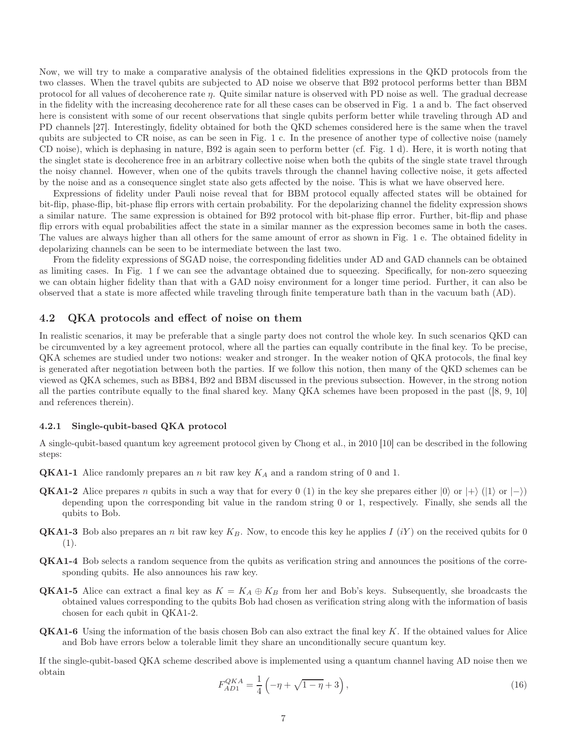Now, we will try to make a comparative analysis of the obtained fidelities expressions in the QKD protocols from the two classes. When the travel qubits are subjected to AD noise we observe that B92 protocol performs better than BBM protocol for all values of decoherence rate $\eta$. Quite similar nature is observed with PD noise as well. The gradual decrease in the fidelity with the increasing decoherence rate for all these cases can be observed in Fig. 1 a and b. The fact observed here is consistent with some of our recent observations that single qubits perform better while traveling through AD and PD channels [27]. Interestingly, fidelity obtained for both the QKD schemes considered here is the same when the travel qubits are subjected to CR noise, as can be seen in Fig. 1 c. In the presence of another type of collective noise (namely CD noise), which is dephasing in nature, B92 is again seen to perform better (cf. Fig. 1 d). Here, it is worth noting that the singlet state is decoherence free in an arbitrary collective noise when both the qubits of the single state travel through the noisy channel. However, when one of the qubits travels through the channel having collective noise, it gets affected by the noise and as a consequence singlet state also gets affected by the noise. This is what we have observed here.

Expressions of fidelity under Pauli noise reveal that for BBM protocol equally affected states will be obtained for bit-flip, phase-flip, bit-phase flip errors with certain probability. For the depolarizing channel the fidelity expression shows a similar nature. The same expression is obtained for B92 protocol with bit-phase flip error. Further, bit-flip and phase flip errors with equal probabilities affect the state in a similar manner as the expression becomes same in both the cases. The values are always higher than all others for the same amount of error as shown in Fig. 1 e. The obtained fidelity in depolarizing channels can be seen to be intermediate between the last two.

From the fidelity expressions of SGAD noise, the corresponding fidelities under AD and GAD channels can be obtained as limiting cases. In Fig. 1 f we can see the advantage obtained due to squeezing. Specifically, for non-zero squeezing we can obtain higher fidelity than that with a GAD noisy environment for a longer time period. Further, it can also be observed that a state is more affected while traveling through finite temperature bath than in the vacuum bath (AD).

## 4.2 QKA protocols and effect of noise on them

In realistic scenarios, it may be preferable that a single party does not control the whole key. In such scenarios QKD can be circumvented by a key agreement protocol, where all the parties can equally contribute in the final key. To be precise, QKA schemes are studied under two notions: weaker and stronger. In the weaker notion of QKA protocols, the final key is generated after negotiation between both the parties. If we follow this notion, then many of the QKD schemes can be viewed as QKA schemes, such as BB84, B92 and BBM discussed in the previous subsection. However, in the strong notion all the parties contribute equally to the final shared key. Many QKA schemes have been proposed in the past ([8, 9, 10] and references therein).

### 4.2.1 Single-qubit-based QKA protocol

A single-qubit-based quantum key agreement protocol given by Chong et al., in 2010 [10] can be described in the following steps:

**QKA1-1** Alice randomly prepares an $n$ bit raw key $K_A$ and a random string of 0 and 1.

**QKA1-2** Alice prepares $n$ qubits in such a way that for every 0 (1) in the key she prepares either $|0\rangle$ or $|+\rangle$ ($|1\rangle$ or $|-\rangle$) depending upon the corresponding bit value in the random string 0 or 1, respectively. Finally, she sends all the qubits to Bob.

**QKA1-3** Bob also prepares an $n$ bit raw key $K_B$. Now, to encode this key he applies $I$ ($iY$) on the received qubits for 0 (1).

**QKA1-4** Bob selects a random sequence from the qubits as verification string and announces the positions of the corresponding qubits. He also announces his raw key.

**QKA1-5** Alice can extract a final key as $K = K_A \oplus K_B$ from her and Bob's keys. Subsequently, she broadcasts the obtained values corresponding to the qubits Bob had chosen as verification string along with the information of basis chosen for each qubit in QKA1-2.

**QKA1-6** Using the information of the basis chosen Bob can also extract the final key $K$. If the obtained values for Alice and Bob have errors below a tolerable limit they share an unconditionally secure quantum key.

If the single-qubit-based QKA scheme described above is implemented using a quantum channel having AD noise then we obtain

$$F_{AD1}^{QKA} = \frac{1}{4}\left(-\eta + \sqrt{1-\eta} + 3\right), \tag{16}$$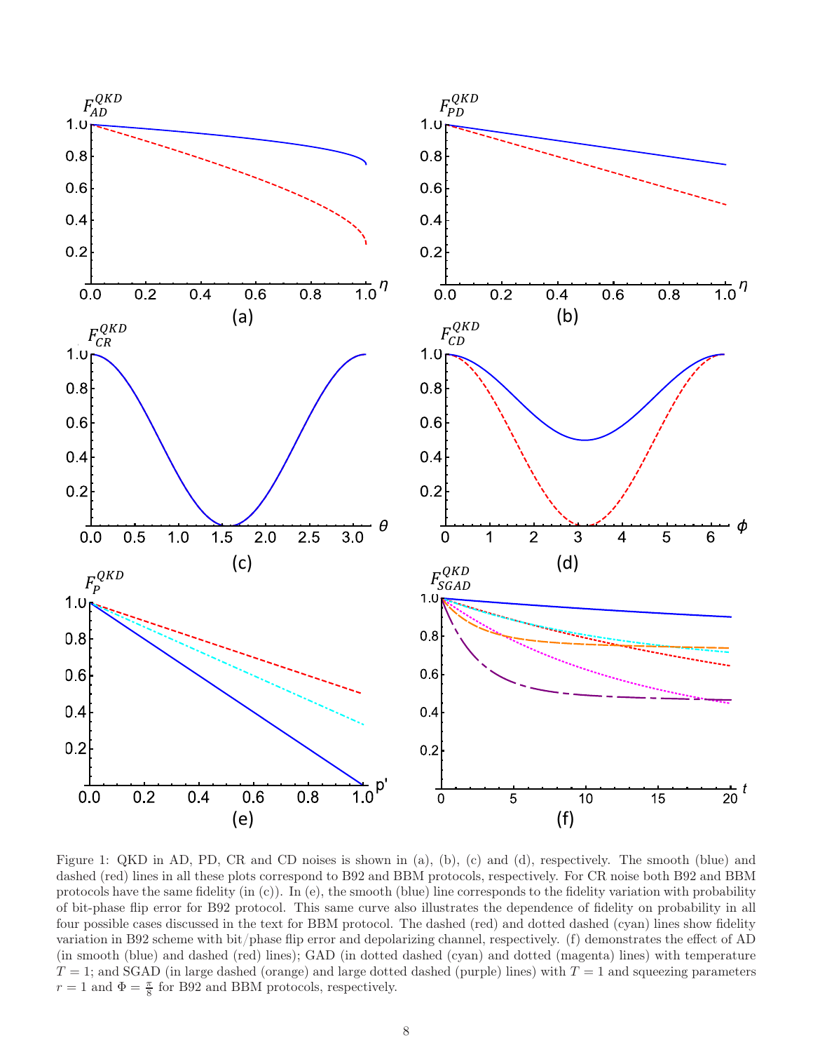Figure 1: QKD in AD, PD, CR and CD noises is shown in (a), (b), (c) and (d), respectively. The smooth (blue) and dashed (red) lines in all these plots correspond to B92 and BBM protocols, respectively. For CR noise both B92 and BBM protocols have the same fidelity (in (c)). In (e), the smooth (blue) line corresponds to the fidelity variation with probability of bit-phase flip error for B92 protocol. This same curve also illustrates the dependence of fidelity on probability in all four possible cases discussed in the text for BBM protocol. The dashed (red) and dotted dashed (cyan) lines show fidelity variation in B92 scheme with bit/phase flip error and depolarizing channel, respectively. (f) demonstrates the effect of AD (in smooth (blue) and dashed (red) lines); GAD (in dotted dashed (cyan) and dotted (magenta) lines) with temperature $T = 1$; and SGAD (in large dashed (orange) and large dotted dashed (purple) lines) with $T = 1$ and squeezing parameters $r = 1$ and $\Phi = \frac{\pi}{8}$ for B92 and BBM protocols, respectively.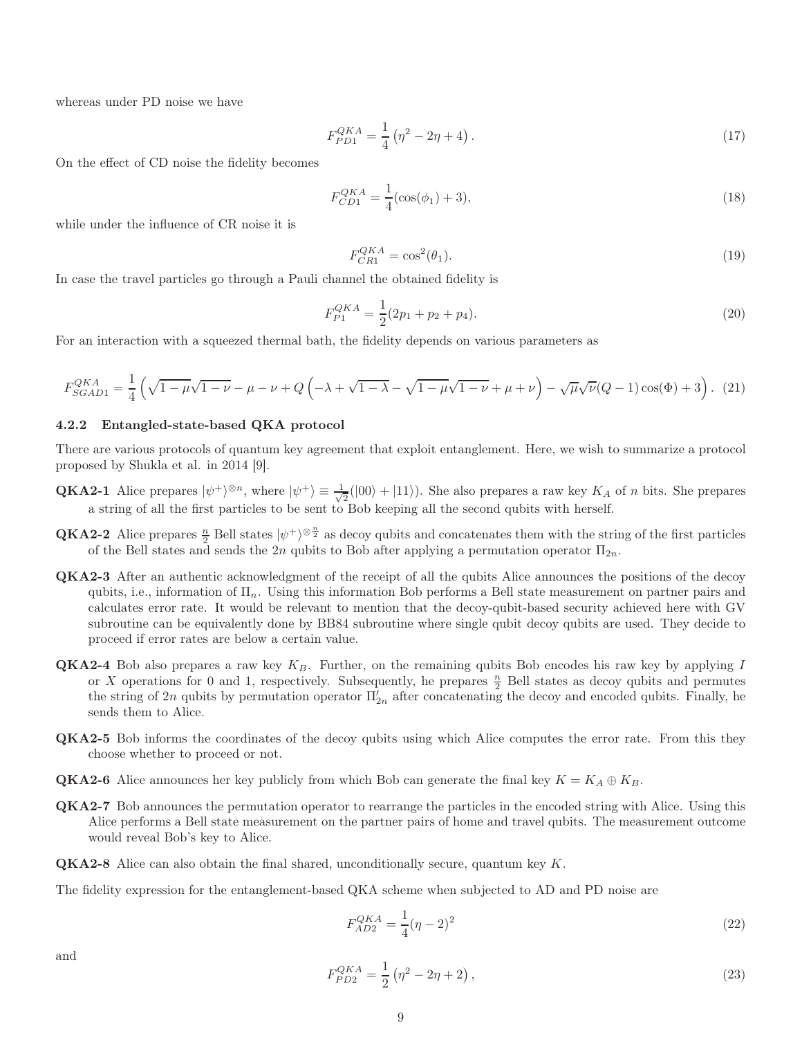whereas under PD noise we have

$$F_{PD1}^{QKA} = \frac{1}{4}\left(\eta^2 - 2\eta + 4\right). \tag{17}$$

On the effect of CD noise the fidelity becomes

$$F_{CD1}^{QKA} = \frac{1}{4}(\cos(\phi_1) + 3), \tag{18}$$

while under the influence of CR noise it is

$$F_{CR1}^{QKA} = \cos^2(\theta_1). \tag{19}$$

In case the travel particles go through a Pauli channel the obtained fidelity is

$$F_{P1}^{QKA} = \frac{1}{2}(2p_1 + p_2 + p_4). \tag{20}$$

For an interaction with a squeezed thermal bath, the fidelity depends on various parameters as

$$F_{SGAD1}^{QKA} = \frac{1}{4}\left(\sqrt{1-\mu}\sqrt{1-\nu} - \mu - \nu + Q\left(-\lambda + \sqrt{1-\lambda} - \sqrt{1-\mu}\sqrt{1-\nu} + \mu + \nu\right) - \sqrt{\mu}\sqrt{\nu}(Q-1)\cos(\Phi) + 3\right). \tag{21}$$

#### 4.2.2 Entangled-state-based QKA protocol

There are various protocols of quantum key agreement that exploit entanglement. Here, we wish to summarize a protocol proposed by Shukla et al. in 2014 [9].

**QKA2-1** Alice prepares $|\psi^+\rangle^{\otimes n}$, where $|\psi^+\rangle \equiv \frac{1}{\sqrt{2}}(|00\rangle + |11\rangle)$. She also prepares a raw key $K_A$ of $n$ bits. She prepares a string of all the first particles to be sent to Bob keeping all the second qubits with herself.

**QKA2-2** Alice prepares $\frac{n}{2}$ Bell states $|\psi^+\rangle^{\otimes \frac{n}{2}}$ as decoy qubits and concatenates them with the string of the first particles of the Bell states and sends the $2n$ qubits to Bob after applying a permutation operator $\Pi_{2n}$.

**QKA2-3** After an authentic acknowledgment of the receipt of all the qubits Alice announces the positions of the decoy qubits, i.e., information of $\Pi_n$. Using this information Bob performs a Bell state measurement on partner pairs and calculates error rate. It would be relevant to mention that the decoy-qubit-based security achieved here with GV subroutine can be equivalently done by BB84 subroutine where single qubit decoy qubits are used. They decide to proceed if error rates are below a certain value.

**QKA2-4** Bob also prepares a raw key $K_B$. Further, on the remaining qubits Bob encodes his raw key by applying $I$ or $X$ operations for 0 and 1, respectively. Subsequently, he prepares $\frac{n}{2}$ Bell states as decoy qubits and permutes the string of $2n$ qubits by permutation operator $\Pi'_{2n}$ after concatenating the decoy and encoded qubits. Finally, he sends them to Alice.

**QKA2-5** Bob informs the coordinates of the decoy qubits using which Alice computes the error rate. From this they choose whether to proceed or not.

**QKA2-6** Alice announces her key publicly from which Bob can generate the final key $K = K_A \oplus K_B$.

**QKA2-7** Bob announces the permutation operator to rearrange the particles in the encoded string with Alice. Using this Alice performs a Bell state measurement on the partner pairs of home and travel qubits. The measurement outcome would reveal Bob's key to Alice.

**QKA2-8** Alice can also obtain the final shared, unconditionally secure, quantum key $K$.

The fidelity expression for the entanglement-based QKA scheme when subjected to AD and PD noise are

$$F_{AD2}^{QKA} = \frac{1}{4}(\eta - 2)^2 \tag{22}$$

and

$$F_{PD2}^{QKA} = \frac{1}{2}\left(\eta^2 - 2\eta + 2\right), \tag{23}$$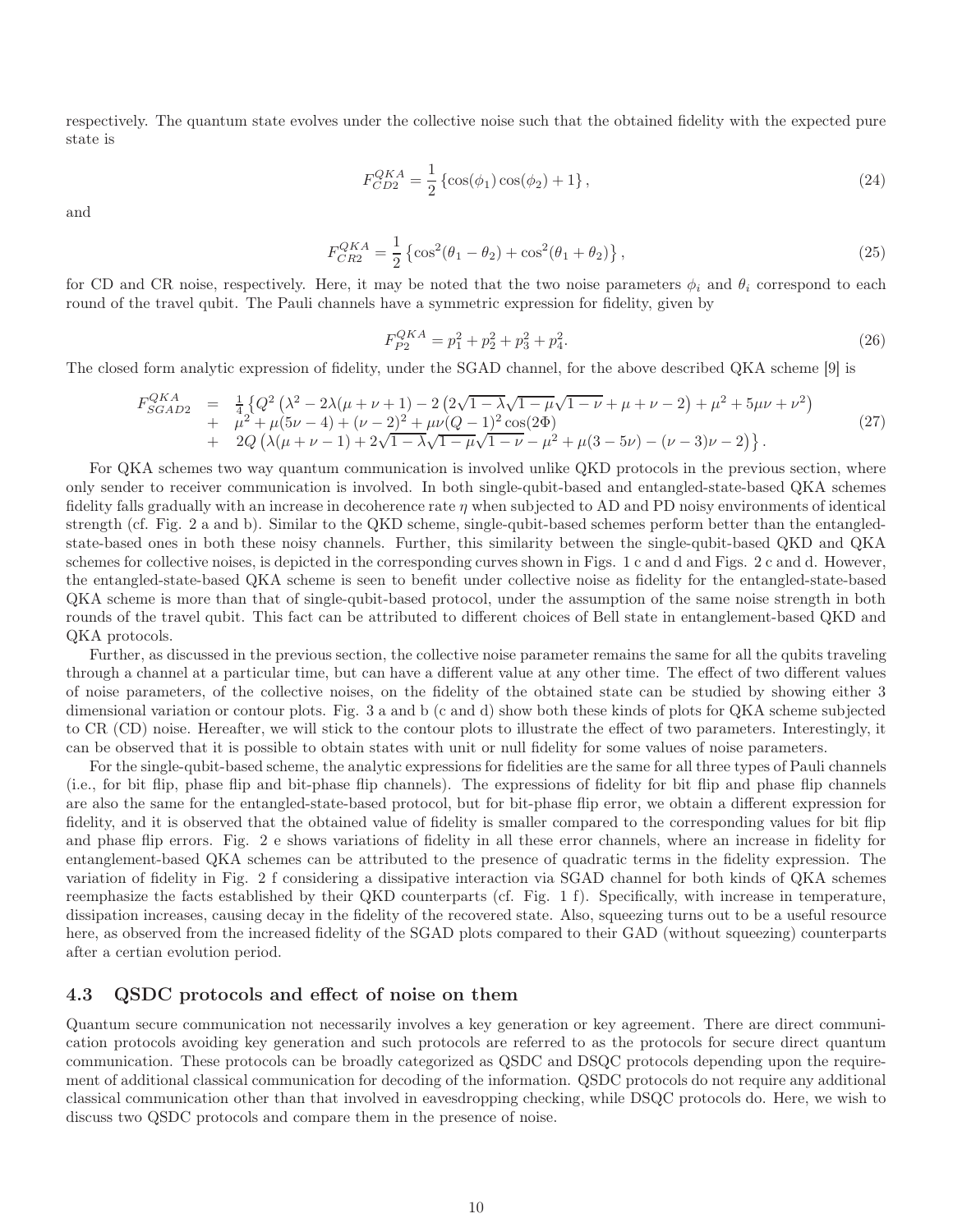respectively. The quantum state evolves under the collective noise such that the obtained fidelity with the expected pure state is

$$F_{CD2}^{QKA} = \frac{1}{2}\left\{\cos(\phi_1)\cos(\phi_2) + 1\right\}, \tag{24}$$

and

$$F_{CR2}^{QKA} = \frac{1}{2}\left\{\cos^2(\theta_1 - \theta_2) + \cos^2(\theta_1 + \theta_2)\right\}, \tag{25}$$

for CD and CR noise, respectively. Here, it may be noted that the two noise parameters $\phi_i$ and $\theta_i$ correspond to each round of the travel qubit. The Pauli channels have a symmetric expression for fidelity, given by

$$F_{P2}^{QKA} = p_1^2 + p_2^2 + p_3^2 + p_4^2. \tag{26}$$

The closed form analytic expression of fidelity, under the SGAD channel, for the above described QKA scheme [9] is

$$\begin{array}{lcl} F_{SGAD2}^{QKA} & = & \frac{1}{4}\left\{Q^2\left(\lambda^2 - 2\lambda(\mu+\nu+1) - 2\left(2\sqrt{1-\lambda}\sqrt{1-\mu}\sqrt{1-\nu} + \mu + \nu - 2\right) + \mu^2 + 5\mu\nu + \nu^2\right)\right. \\ & + & \mu^2 + \mu(5\nu - 4) + (\nu-2)^2 + \mu\nu(Q-1)^2\cos(2\Phi) \\ & + & \left.2Q\left(\lambda(\mu+\nu-1) + 2\sqrt{1-\lambda}\sqrt{1-\mu}\sqrt{1-\nu} - \mu^2 + \mu(3-5\nu) - (\nu-3)\nu - 2\right)\right\}. \end{array} \tag{27}$$

For QKA schemes two way quantum communication is involved unlike QKD protocols in the previous section, where only sender to receiver communication is involved. In both single-qubit-based and entangled-state-based QKA schemes fidelity falls gradually with an increase in decoherence rate $\eta$ when subjected to AD and PD noisy environments of identical strength (cf. Fig. 2 a and b). Similar to the QKD scheme, single-qubit-based schemes perform better than the entangled-state-based ones in both these noisy channels. Further, this similarity between the single-qubit-based QKD and QKA schemes for collective noises, is depicted in the corresponding curves shown in Figs. 1 c and d and Figs. 2 c and d. However, the entangled-state-based QKA scheme is seen to benefit under collective noise as fidelity for the entangled-state-based QKA scheme is more than that of single-qubit-based protocol, under the assumption of the same noise strength in both rounds of the travel qubit. This fact can be attributed to different choices of Bell state in entanglement-based QKD and QKA protocols.

Further, as discussed in the previous section, the collective noise parameter remains the same for all the qubits traveling through a channel at a particular time, but can have a different value at any other time. The effect of two different values of noise parameters, of the collective noises, on the fidelity of the obtained state can be studied by showing either 3 dimensional variation or contour plots. Fig. 3 a and b (c and d) show both these kinds of plots for QKA scheme subjected to CR (CD) noise. Hereafter, we will stick to the contour plots to illustrate the effect of two parameters. Interestingly, it can be observed that it is possible to obtain states with unit or null fidelity for some values of noise parameters.

For the single-qubit-based scheme, the analytic expressions for fidelities are the same for all three types of Pauli channels (i.e., for bit flip, phase flip and bit-phase flip channels). The expressions of fidelity for bit flip and phase flip channels are also the same for the entangled-state-based protocol, but for bit-phase flip error, we obtain a different expression for fidelity, and it is observed that the obtained value of fidelity is smaller compared to the corresponding values for bit flip and phase flip errors. Fig. 2 e shows variations of fidelity in all these error channels, where an increase in fidelity for entanglement-based QKA schemes can be attributed to the presence of quadratic terms in the fidelity expression. The variation of fidelity in Fig. 2 f considering a dissipative interaction via SGAD channel for both kinds of QKA schemes reemphasize the facts established by their QKD counterparts (cf. Fig. 1 f). Specifically, with increase in temperature, dissipation increases, causing decay in the fidelity of the recovered state. Also, squeezing turns out to be a useful resource here, as observed from the increased fidelity of the SGAD plots compared to their GAD (without squeezing) counterparts after a certian evolution period.

## 4.3 QSDC protocols and effect of noise on them

Quantum secure communication not necessarily involves a key generation or key agreement. There are direct communication protocols avoiding key generation and such protocols are referred to as the protocols for secure direct quantum communication. These protocols can be broadly categorized as QSDC and DSQC protocols depending upon the requirement of additional classical communication for decoding of the information. QSDC protocols do not require any additional classical communication other than that involved in eavesdropping checking, while DSQC protocols do. Here, we wish to discuss two QSDC protocols and compare them in the presence of noise.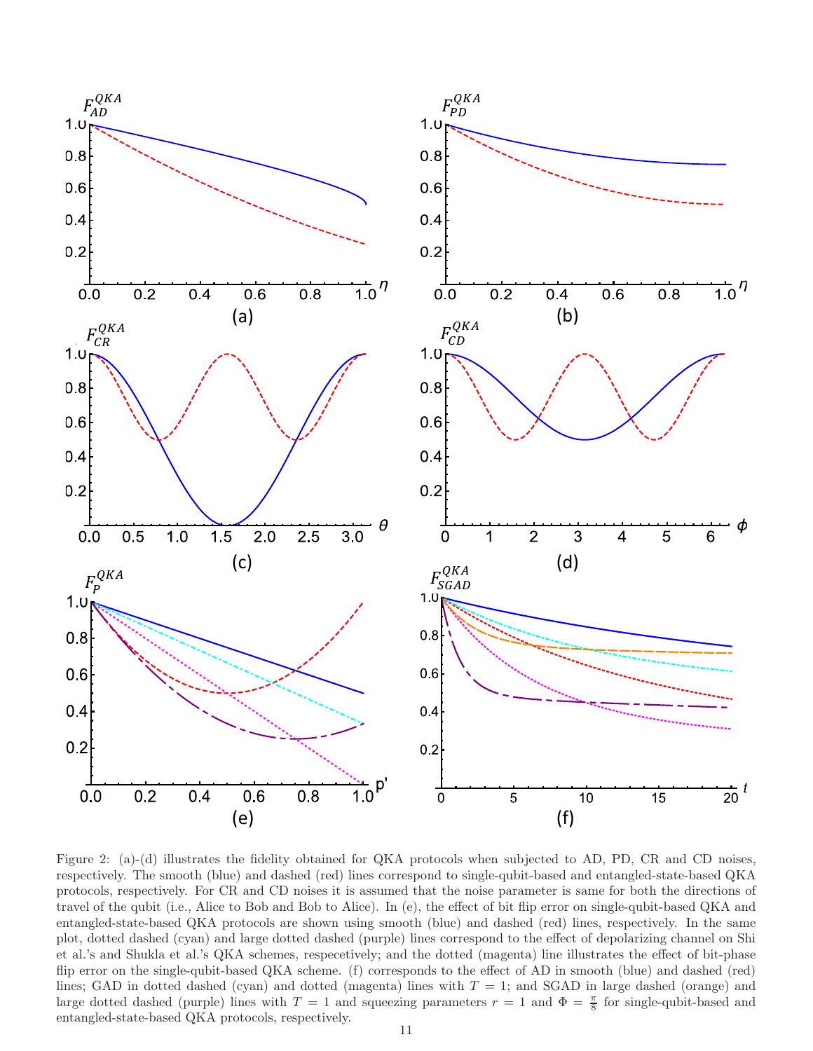Figure 2: (a)-(d) illustrates the fidelity obtained for QKA protocols when subjected to AD, PD, CR and CD noises, respectively. The smooth (blue) and dashed (red) lines correspond to single-qubit-based and entangled-state-based QKA protocols, respectively. For CR and CD noises it is assumed that the noise parameter is same for both the directions of travel of the qubit (i.e., Alice to Bob and Bob to Alice). In (e), the effect of bit flip error on single-qubit-based QKA and entangled-state-based QKA protocols are shown using smooth (blue) and dashed (red) lines, respectively. In the same plot, dotted dashed (cyan) and large dotted dashed (purple) lines correspond to the effect of depolarizing channel on Shi et al.'s and Shukla et al.'s QKA schemes, respecetively; and the dotted (magenta) line illustrates the effect of bit-phase flip error on the single-qubit-based QKA scheme. (f) corresponds to the effect of AD in smooth (blue) and dashed (red) lines; GAD in dotted dashed (cyan) and dotted (magenta) lines with $T = 1$; and SGAD in large dashed (orange) and large dotted dashed (purple) lines with $T = 1$ and squeezing parameters $r = 1$ and $\Phi = \frac{\pi}{8}$ for single-qubit-based and entangled-state-based QKA protocols, respectively.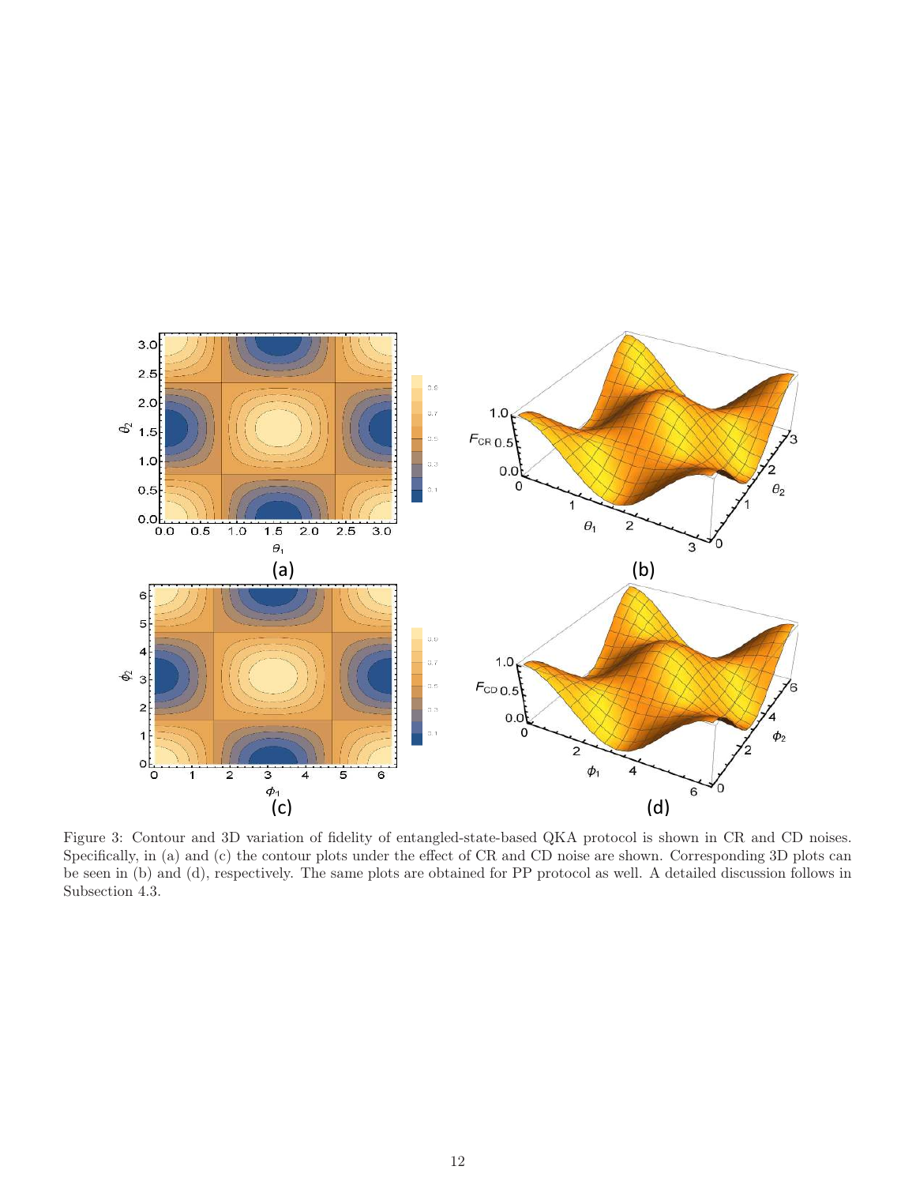Figure 3: Contour and 3D variation of fidelity of entangled-state-based QKA protocol is shown in CR and CD noises. Specifically, in (a) and (c) the contour plots under the effect of CR and CD noise are shown. Corresponding 3D plots can be seen in (b) and (d), respectively. The same plots are obtained for PP protocol as well. A detailed discussion follows in Subsection 4.3.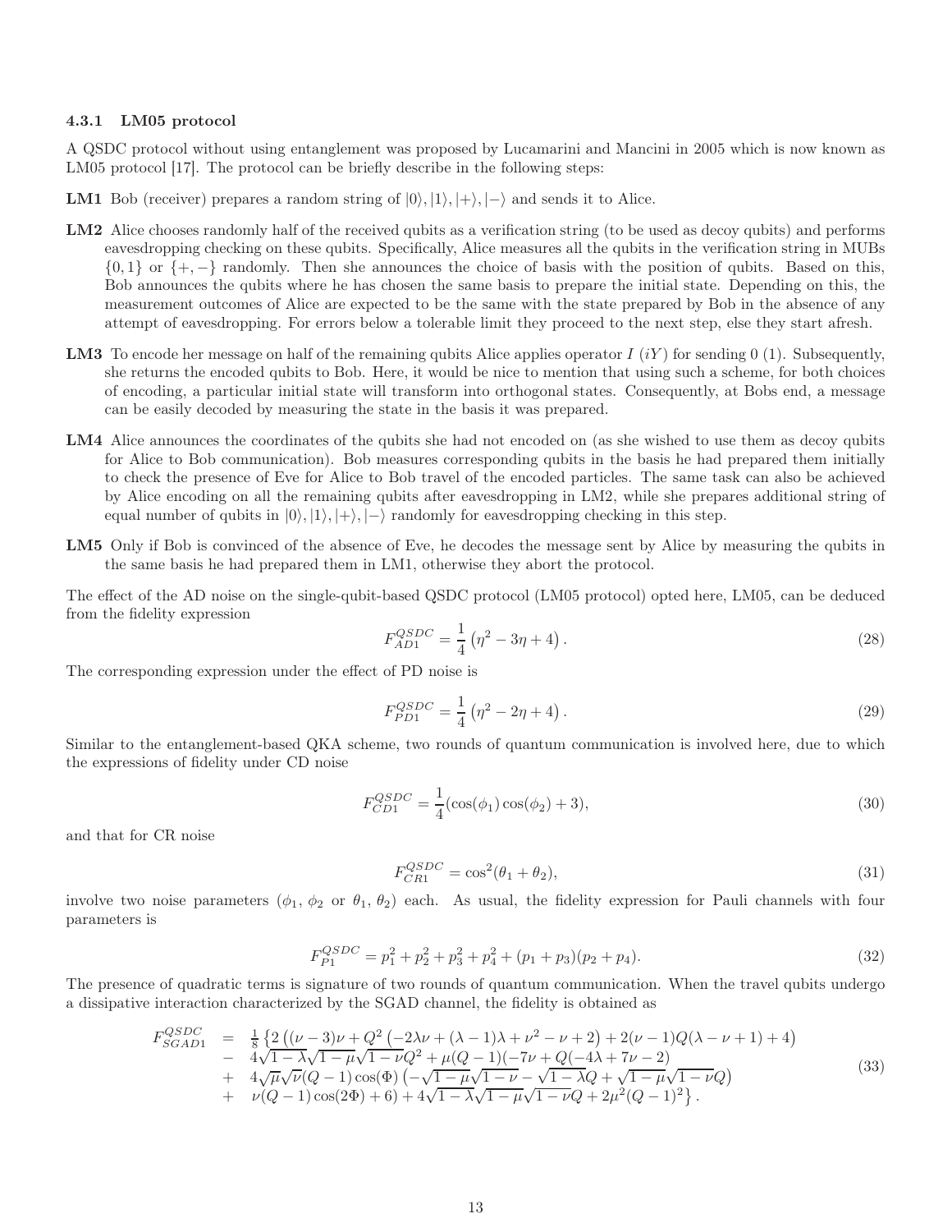#### 4.3.1 LM05 protocol

A QSDC protocol without using entanglement was proposed by Lucamarini and Mancini in 2005 which is now known as LM05 protocol [17]. The protocol can be briefly describe in the following steps:

**LM1** Bob (receiver) prepares a random string of $|0\rangle, |1\rangle, |+\rangle, |-\rangle$ and sends it to Alice.

**LM2** Alice chooses randomly half of the received qubits as a verification string (to be used as decoy qubits) and performs eavesdropping checking on these qubits. Specifically, Alice measures all the qubits in the verification string in MUBs $\{0, 1\}$ or $\{+, -\}$ randomly. Then she announces the choice of basis with the position of qubits. Based on this, Bob announces the qubits where he has chosen the same basis to prepare the initial state. Depending on this, the measurement outcomes of Alice are expected to be the same with the state prepared by Bob in the absence of any attempt of eavesdropping. For errors below a tolerable limit they proceed to the next step, else they start afresh.

**LM3** To encode her message on half of the remaining qubits Alice applies operator $I$ $(iY)$ for sending 0 (1). Subsequently, she returns the encoded qubits to Bob. Here, it would be nice to mention that using such a scheme, for both choices of encoding, a particular initial state will transform into orthogonal states. Consequently, at Bobs end, a message can be easily decoded by measuring the state in the basis it was prepared.

**LM4** Alice announces the coordinates of the qubits she had not encoded on (as she wished to use them as decoy qubits for Alice to Bob communication). Bob measures corresponding qubits in the basis he had prepared them initially to check the presence of Eve for Alice to Bob travel of the encoded particles. The same task can also be achieved by Alice encoding on all the remaining qubits after eavesdropping in LM2, while she prepares additional string of equal number of qubits in $|0\rangle, |1\rangle, |+\rangle, |-\rangle$ randomly for eavesdropping checking in this step.

**LM5** Only if Bob is convinced of the absence of Eve, he decodes the message sent by Alice by measuring the qubits in the same basis he had prepared them in LM1, otherwise they abort the protocol.

The effect of the AD noise on the single-qubit-based QSDC protocol (LM05 protocol) opted here, LM05, can be deduced from the fidelity expression

$$F^{QSDC}_{AD1} = \frac{1}{4}\left(\eta^2 - 3\eta + 4\right). \tag{28}$$

The corresponding expression under the effect of PD noise is

$$F^{QSDC}_{PD1} = \frac{1}{4}\left(\eta^2 - 2\eta + 4\right). \tag{29}$$

Similar to the entanglement-based QKA scheme, two rounds of quantum communication is involved here, due to which the expressions of fidelity under CD noise

$$F^{QSDC}_{CD1} = \frac{1}{4}(\cos(\phi_1)\cos(\phi_2) + 3), \tag{30}$$

and that for CR noise

$$F^{QSDC}_{CR1} = \cos^2(\theta_1 + \theta_2), \tag{31}$$

involve two noise parameters ($\phi_1$, $\phi_2$ or $\theta_1$, $\theta_2$) each. As usual, the fidelity expression for Pauli channels with four parameters is

$$F^{QSDC}_{P1} = p_1^2 + p_2^2 + p_3^2 + p_4^2 + (p_1 + p_3)(p_2 + p_4). \tag{32}$$

The presence of quadratic terms is signature of two rounds of quantum communication. When the travel qubits undergo a dissipative interaction characterized by the SGAD channel, the fidelity is obtained as

$$\begin{array}{lcl} F^{QSDC}_{SGAD1} & = & \frac{1}{8}\left\{2\left((\nu-3)\nu + Q^2\left(-2\lambda\nu + (\lambda-1)\lambda + \nu^2 - \nu + 2\right) + 2(\nu-1)Q(\lambda - \nu + 1) + 4\right)\right. \\ & - & 4\sqrt{1-\lambda}\sqrt{1-\mu}\sqrt{1-\nu}Q^2 + \mu(Q-1)(-7\nu + Q(-4\lambda + 7\nu - 2) \\ & + & 4\sqrt{\mu}\sqrt{\nu}(Q-1)\cos(\Phi)\left(-\sqrt{1-\mu}\sqrt{1-\nu} - \sqrt{1-\lambda}Q + \sqrt{1-\mu}\sqrt{1-\nu}Q\right) \\ & + & \left.\nu(Q-1)\cos(2\Phi) + 6) + 4\sqrt{1-\lambda}\sqrt{1-\mu}\sqrt{1-\nu}Q + 2\mu^2(Q-1)^2\right\}. \end{array} \tag{33}$$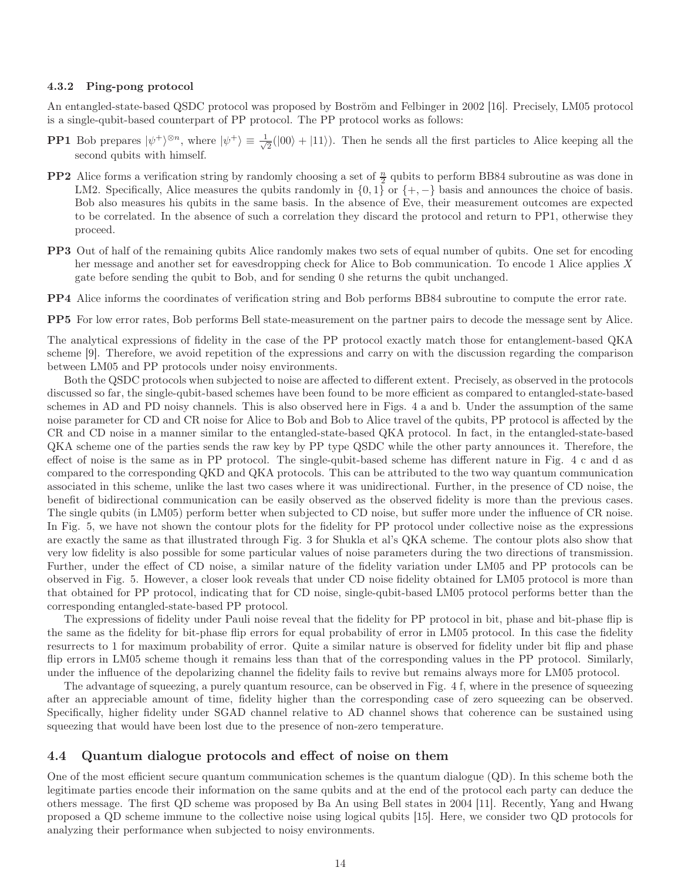### 4.3.2 Ping-pong protocol

An entangled-state-based QSDC protocol was proposed by Boström and Felbinger in 2002 [16]. Precisely, LM05 protocol is a single-qubit-based counterpart of PP protocol. The PP protocol works as follows:

**PP1** Bob prepares $|\psi^+\rangle^{\otimes n}$, where $|\psi^+\rangle \equiv \frac{1}{\sqrt{2}}(|00\rangle + |11\rangle)$. Then he sends all the first particles to Alice keeping all the second qubits with himself.

**PP2** Alice forms a verification string by randomly choosing a set of $\frac{n}{2}$ qubits to perform BB84 subroutine as was done in LM2. Specifically, Alice measures the qubits randomly in $\{0, 1\}$ or $\{+, -\}$ basis and announces the choice of basis. Bob also measures his qubits in the same basis. In the absence of Eve, their measurement outcomes are expected to be correlated. In the absence of such a correlation they discard the protocol and return to PP1, otherwise they proceed.

**PP3** Out of half of the remaining qubits Alice randomly makes two sets of equal number of qubits. One set for encoding her message and another set for eavesdropping check for Alice to Bob communication. To encode 1 Alice applies $X$ gate before sending the qubit to Bob, and for sending 0 she returns the qubit unchanged.

**PP4** Alice informs the coordinates of verification string and Bob performs BB84 subroutine to compute the error rate.

**PP5** For low error rates, Bob performs Bell state-measurement on the partner pairs to decode the message sent by Alice.

The analytical expressions of fidelity in the case of the PP protocol exactly match those for entanglement-based QKA scheme [9]. Therefore, we avoid repetition of the expressions and carry on with the discussion regarding the comparison between LM05 and PP protocols under noisy environments.

Both the QSDC protocols when subjected to noise are affected to different extent. Precisely, as observed in the protocols discussed so far, the single-qubit-based schemes have been found to be more efficient as compared to entangled-state-based schemes in AD and PD noisy channels. This is also observed here in Figs. 4 a and b. Under the assumption of the same noise parameter for CD and CR noise for Alice to Bob and Bob to Alice travel of the qubits, PP protocol is affected by the CR and CD noise in a manner similar to the entangled-state-based QKA protocol. In fact, in the entangled-state-based QKA scheme one of the parties sends the raw key by PP type QSDC while the other party announces it. Therefore, the effect of noise is the same as in PP protocol. The single-qubit-based scheme has different nature in Fig. 4 c and d as compared to the corresponding QKD and QKA protocols. This can be attributed to the two way quantum communication associated in this scheme, unlike the last two cases where it was unidirectional. Further, in the presence of CD noise, the benefit of bidirectional communication can be easily observed as the observed fidelity is more than the previous cases. The single qubits (in LM05) perform better when subjected to CD noise, but suffer more under the influence of CR noise. In Fig. 5, we have not shown the contour plots for the fidelity for PP protocol under collective noise as the expressions are exactly the same as that illustrated through Fig. 3 for Shukla et al's QKA scheme. The contour plots also show that very low fidelity is also possible for some particular values of noise parameters during the two directions of transmission. Further, under the effect of CD noise, a similar nature of the fidelity variation under LM05 and PP protocols can be observed in Fig. 5. However, a closer look reveals that under CD noise fidelity obtained for LM05 protocol is more than that obtained for PP protocol, indicating that for CD noise, single-qubit-based LM05 protocol performs better than the corresponding entangled-state-based PP protocol.

The expressions of fidelity under Pauli noise reveal that the fidelity for PP protocol in bit, phase and bit-phase flip is the same as the fidelity for bit-phase flip errors for equal probability of error in LM05 protocol. In this case the fidelity resurrects to 1 for maximum probability of error. Quite a similar nature is observed for fidelity under bit flip and phase flip errors in LM05 scheme though it remains less than that of the corresponding values in the PP protocol. Similarly, under the influence of the depolarizing channel the fidelity fails to revive but remains always more for LM05 protocol.

The advantage of squeezing, a purely quantum resource, can be observed in Fig. 4 f, where in the presence of squeezing after an appreciable amount of time, fidelity higher than the corresponding case of zero squeezing can be observed. Specifically, higher fidelity under SGAD channel relative to AD channel shows that coherence can be sustained using squeezing that would have been lost due to the presence of non-zero temperature.

## 4.4 Quantum dialogue protocols and effect of noise on them

One of the most efficient secure quantum communication schemes is the quantum dialogue (QD). In this scheme both the legitimate parties encode their information on the same qubits and at the end of the protocol each party can deduce the others message. The first QD scheme was proposed by Ba An using Bell states in 2004 [11]. Recently, Yang and Hwang proposed a QD scheme immune to the collective noise using logical qubits [15]. Here, we consider two QD protocols for analyzing their performance when subjected to noisy environments.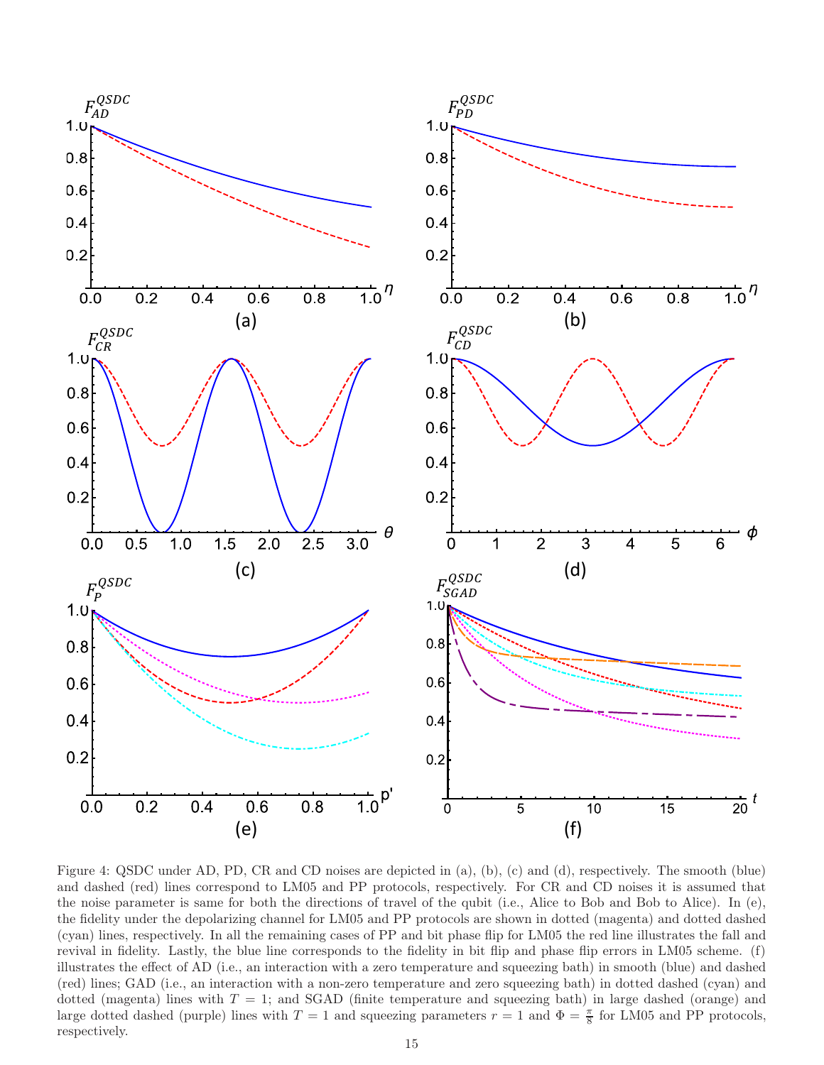Figure 4: QSDC under AD, PD, CR and CD noises are depicted in (a), (b), (c) and (d), respectively. The smooth (blue) and dashed (red) lines correspond to LM05 and PP protocols, respectively. For CR and CD noises it is assumed that the noise parameter is same for both the directions of travel of the qubit (i.e., Alice to Bob and Bob to Alice). In (e), the fidelity under the depolarizing channel for LM05 and PP protocols are shown in dotted (magenta) and dotted dashed (cyan) lines, respectively. In all the remaining cases of PP and bit phase flip for LM05 the red line illustrates the fall and revival in fidelity. Lastly, the blue line corresponds to the fidelity in bit flip and phase flip errors in LM05 scheme. (f) illustrates the effect of AD (i.e., an interaction with a zero temperature and squeezing bath) in smooth (blue) and dashed (red) lines; GAD (i.e., an interaction with a non-zero temperature and zero squeezing bath) in dotted dashed (cyan) and dotted (magenta) lines with $T = 1$; and SGAD (finite temperature and squeezing bath) in large dashed (orange) and large dotted dashed (purple) lines with $T = 1$ and squeezing parameters $r = 1$ and $\Phi = \frac{\pi}{8}$ for LM05 and PP protocols, respectively.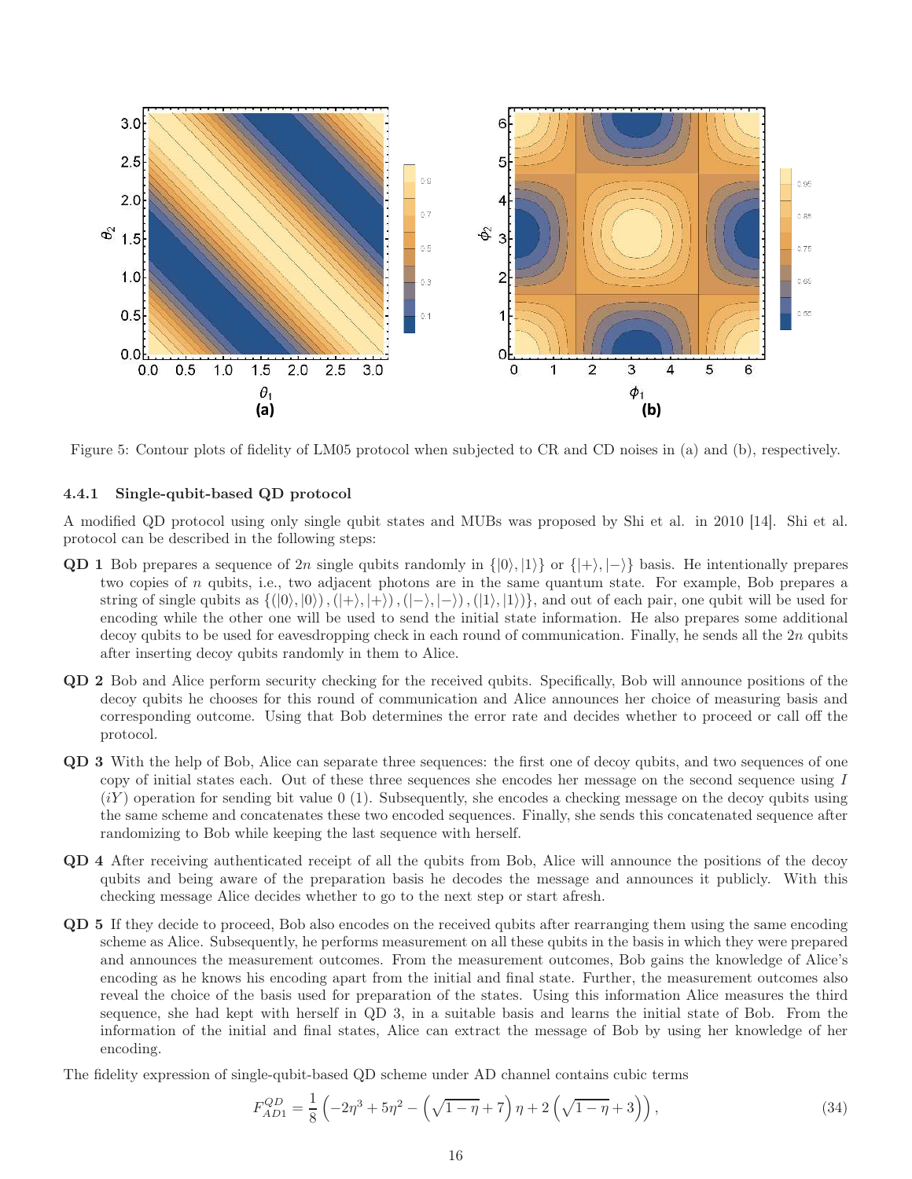Figure 5: Contour plots of fidelity of LM05 protocol when subjected to CR and CD noises in (a) and (b), respectively.

#### 4.4.1 Single-qubit-based QD protocol

A modified QD protocol using only single qubit states and MUBs was proposed by Shi et al. in 2010 [14]. Shi et al. protocol can be described in the following steps:

**QD 1** Bob prepares a sequence of $2n$ single qubits randomly in $\{|0\rangle, |1\rangle\}$ or $\{|+\rangle, |-\rangle\}$ basis. He intentionally prepares two copies of $n$ qubits, i.e., two adjacent photons are in the same quantum state. For example, Bob prepares a string of single qubits as $\{(|0\rangle, |0\rangle), (|+\rangle, |+\rangle), (|-\rangle, |-\rangle), (|1\rangle, |1\rangle)\}$, and out of each pair, one qubit will be used for encoding while the other one will be used to send the initial state information. He also prepares some additional decoy qubits to be used for eavesdropping check in each round of communication. Finally, he sends all the $2n$ qubits after inserting decoy qubits randomly in them to Alice.

**QD 2** Bob and Alice perform security checking for the received qubits. Specifically, Bob will announce positions of the decoy qubits he chooses for this round of communication and Alice announces her choice of measuring basis and corresponding outcome. Using that Bob determines the error rate and decides whether to proceed or call off the protocol.

**QD 3** With the help of Bob, Alice can separate three sequences: the first one of decoy qubits, and two sequences of one copy of initial states each. Out of these three sequences she encodes her message on the second sequence using $I$ ($iY$) operation for sending bit value 0 (1). Subsequently, she encodes a checking message on the decoy qubits using the same scheme and concatenates these two encoded sequences. Finally, she sends this concatenated sequence after randomizing to Bob while keeping the last sequence with herself.

**QD 4** After receiving authenticated receipt of all the qubits from Bob, Alice will announce the positions of the decoy qubits and being aware of the preparation basis he decodes the message and announces it publicly. With this checking message Alice decides whether to go to the next step or start afresh.

**QD 5** If they decide to proceed, Bob also encodes on the received qubits after rearranging them using the same encoding scheme as Alice. Subsequently, he performs measurement on all these qubits in the basis in which they were prepared and announces the measurement outcomes. From the measurement outcomes, Bob gains the knowledge of Alice's encoding as he knows his encoding apart from the initial and final state. Further, the measurement outcomes also reveal the choice of the basis used for preparation of the states. Using this information Alice measures the third sequence, she had kept with herself in QD 3, in a suitable basis and learns the initial state of Bob. From the information of the initial and final states, Alice can extract the message of Bob by using her knowledge of her encoding.

The fidelity expression of single-qubit-based QD scheme under AD channel contains cubic terms

$$F_{AD1}^{QD} = \frac{1}{8}\left(-2\eta^3 + 5\eta^2 - \left(\sqrt{1-\eta} + 7\right)\eta + 2\left(\sqrt{1-\eta} + 3\right)\right), \tag{34}$$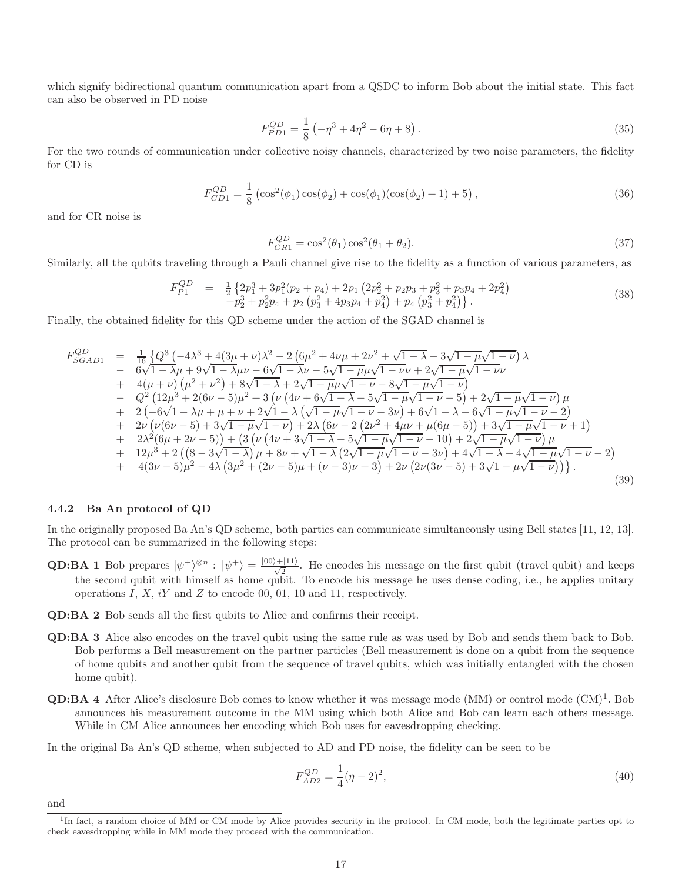which signify bidirectional quantum communication apart from a QSDC to inform Bob about the initial state. This fact can also be observed in PD noise

$$F_{PD1}^{QD} = \frac{1}{8}\left(-\eta^3 + 4\eta^2 - 6\eta + 8\right). \tag{35}$$

For the two rounds of communication under collective noisy channels, characterized by two noise parameters, the fidelity for CD is

$$F_{CD1}^{QD} = \frac{1}{8}\left(\cos^2(\phi_1)\cos(\phi_2) + \cos(\phi_1)(\cos(\phi_2) + 1) + 5\right), \tag{36}$$

and for CR noise is

$$F_{CR1}^{QD} = \cos^2(\theta_1)\cos^2(\theta_1 + \theta_2). \tag{37}$$

Similarly, all the qubits traveling through a Pauli channel give rise to the fidelity as a function of various parameters, as

$$\begin{array}{rcl} F_{P1}^{QD} & = & \frac{1}{2}\left\{2p_1^3 + 3p_1^2(p_2 + p_4) + 2p_1\left(2p_2^2 + p_2p_3 + p_3^2 + p_3p_4 + 2p_4^2\right)\right. \\ & & \left. + p_2^3 + p_2^2p_4 + p_2\left(p_3^2 + 4p_3p_4 + p_4^2\right) + p_4\left(p_3^2 + p_4^2\right)\right\}. \end{array} \tag{38}$$

Finally, the obtained fidelity for this QD scheme under the action of the SGAD channel is

$$\begin{array}{rcl} F_{SGAD1}^{QD} & = & \frac{1}{16}\left\{Q^3\left(-4\lambda^3 + 4(3\mu+\nu)\lambda^2 - 2\left(6\mu^2 + 4\nu\mu + 2\nu^2 + \sqrt{1-\lambda} - 3\sqrt{1-\mu}\sqrt{1-\nu}\right)\lambda\right.\right. \\ & - & 6\sqrt{1-\lambda}\mu + 9\sqrt{1-\lambda}\mu\nu - 6\sqrt{1-\lambda}\nu - 5\sqrt{1-\mu}\mu\sqrt{1-\nu}\nu + 2\sqrt{1-\mu}\sqrt{1-\nu}\nu \\ & + & \left.4(\mu+\nu)\left(\mu^2+\nu^2\right) + 8\sqrt{1-\lambda} + 2\sqrt{1-\mu}\mu\sqrt{1-\nu} - 8\sqrt{1-\mu}\sqrt{1-\nu}\right) \\ & - & Q^2\left(12\mu^3 + 2(6\nu-5)\mu^2 + 3\left(\nu\left(4\nu + 6\sqrt{1-\lambda} - 5\sqrt{1-\mu}\sqrt{1-\nu} - 5\right) + 2\sqrt{1-\mu}\sqrt{1-\nu}\right)\mu\right. \\ & + & 2\left(-6\sqrt{1-\lambda}\mu + \mu + \nu + 2\sqrt{1-\lambda}\left(\sqrt{1-\mu}\sqrt{1-\nu} - 3\nu\right) + 6\sqrt{1-\lambda} - 6\sqrt{1-\mu}\sqrt{1-\nu} - 2\right) \\ & + & 2\nu\left(\nu(6\nu-5) + 3\sqrt{1-\mu}\sqrt{1-\nu}\right) + 2\lambda\left(6\nu - 2\left(2\nu^2 + 4\mu\nu + \mu(6\mu-5)\right) + 3\sqrt{1-\mu}\sqrt{1-\nu} + 1\right) \\ & + & \left.2\lambda^2(6\mu + 2\nu - 5)\right) + \left(3\left(\nu\left(4\nu + 3\sqrt{1-\lambda} - 5\sqrt{1-\mu}\sqrt{1-\nu} - 10\right) + 2\sqrt{1-\mu}\sqrt{1-\nu}\right)\mu\right. \\ & + & 12\mu^3 + 2\left(\left(8 - 3\sqrt{1-\lambda}\right)\mu + 8\nu + \sqrt{1-\lambda}\left(2\sqrt{1-\mu}\sqrt{1-\nu} - 3\nu\right) + 4\sqrt{1-\lambda} - 4\sqrt{1-\mu}\sqrt{1-\nu} - 2\right) \\ & + & \left.\left.4(3\nu-5)\mu^2 - 4\lambda\left(3\mu^2 + (2\nu-5)\mu + (\nu-3)\nu + 3\right) + 2\nu\left(2\nu(3\nu-5) + 3\sqrt{1-\mu}\sqrt{1-\nu}\right)\right)\right\}. \end{array} \tag{39}$$

### 4.4.2 Ba An protocol of QD

In the originally proposed Ba An's QD scheme, both parties can communicate simultaneously using Bell states [11, 12, 13]. The protocol can be summarized in the following steps:

**QD:BA 1** Bob prepares $|\psi^+\rangle^{\otimes n} : |\psi^+\rangle = \frac{|00\rangle+|11\rangle}{\sqrt{2}}$. He encodes his message on the first qubit (travel qubit) and keeps the second qubit with himself as home qubit. To encode his message he uses dense coding, i.e., he applies unitary operations $I$, $X$, $iY$ and $Z$ to encode 00, 01, 10 and 11, respectively.

**QD:BA 2** Bob sends all the first qubits to Alice and confirms their receipt.

**QD:BA 3** Alice also encodes on the travel qubit using the same rule as was used by Bob and sends them back to Bob. Bob performs a Bell measurement on the partner particles (Bell measurement is done on a qubit from the sequence of home qubits and another qubit from the sequence of travel qubits, which was initially entangled with the chosen home qubit).

**QD:BA 4** After Alice's disclosure Bob comes to know whether it was message mode (MM) or control mode (CM)[1]. Bob announces his measurement outcome in the MM using which both Alice and Bob can learn each others message. While in CM Alice announces her encoding which Bob uses for eavesdropping checking.

In the original Ba An's QD scheme, when subjected to AD and PD noise, the fidelity can be seen to be

$$F_{AD2}^{QD} = \frac{1}{4}(\eta - 2)^2, \tag{40}$$

and

[1] In fact, a random choice of MM or CM mode by Alice provides security in the protocol. In CM mode, both the legitimate parties opt to check eavesdropping while in MM mode they proceed with the communication.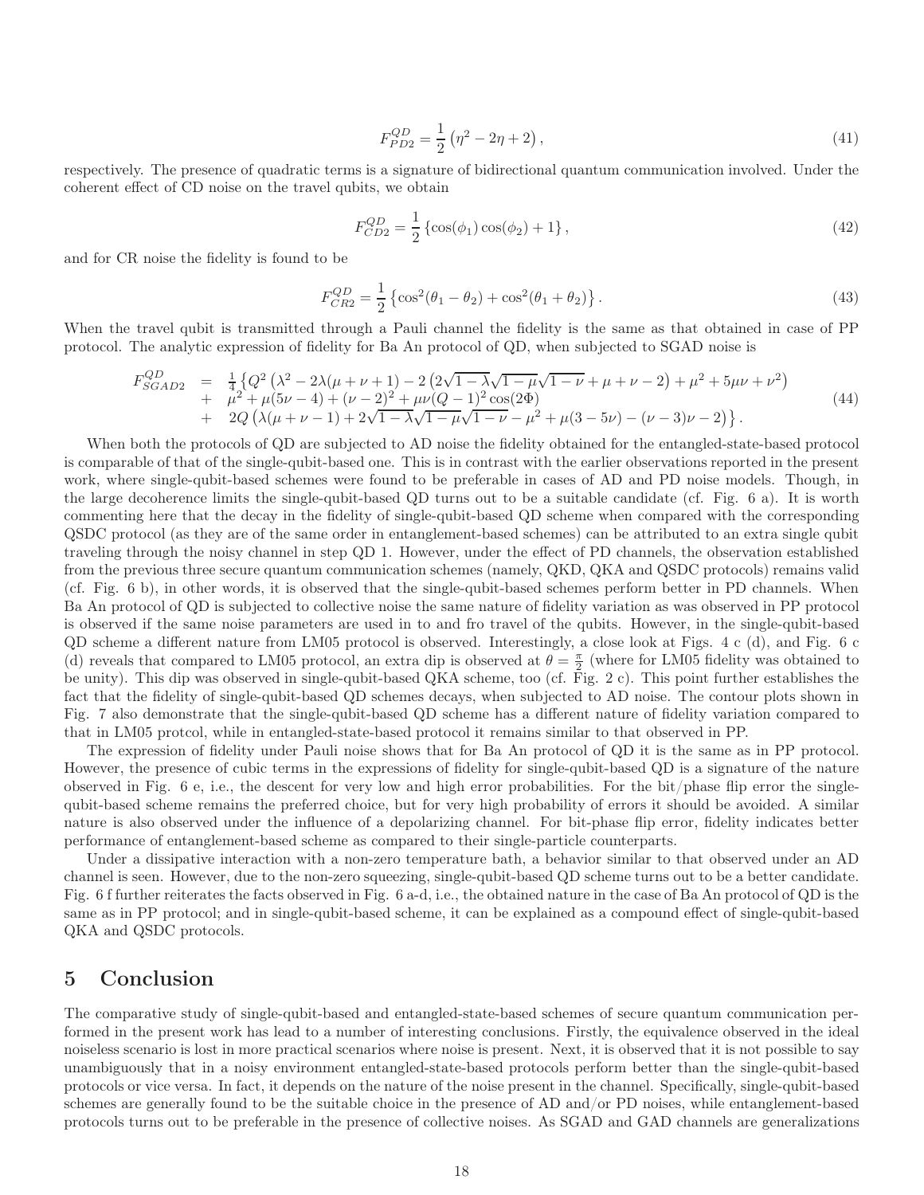$$F_{PD2}^{QD}=\frac{1}{2}\left(\eta^{2}-2\eta+2\right),\tag{41}$$

respectively. The presence of quadratic terms is a signature of bidirectional quantum communication involved. Under the coherent effect of CD noise on the travel qubits, we obtain

$$F_{CD2}^{QD}=\frac{1}{2}\left\{\cos(\phi_{1})\cos(\phi_{2})+1\right\},\tag{42}$$

and for CR noise the fidelity is found to be

$$F_{CR2}^{QD}=\frac{1}{2}\left\{\cos^{2}(\theta_{1}-\theta_{2})+\cos^{2}(\theta_{1}+\theta_{2})\right\}.\tag{43}$$

When the travel qubit is transmitted through a Pauli channel the fidelity is the same as that obtained in case of PP protocol. The analytic expression of fidelity for Ba An protocol of QD, when subjected to SGAD noise is

$$\begin{array}{rcl}F_{SGAD2}^{QD} & = & \frac{1}{4}\left\{Q^{2}\left(\lambda^{2}-2\lambda(\mu+\nu+1)-2\left(2\sqrt{1-\lambda}\sqrt{1-\mu}\sqrt{1-\nu}+\mu+\nu-2\right)+\mu^{2}+5\mu\nu+\nu^{2}\right)\right.\\ & + & \mu^{2}+\mu(5\nu-4)+(\nu-2)^{2}+\mu\nu(Q-1)^{2}\cos(2\Phi)\\ & + & \left.2Q\left(\lambda(\mu+\nu-1)+2\sqrt{1-\lambda}\sqrt{1-\mu}\sqrt{1-\nu}-\mu^{2}+\mu(3-5\nu)-(\nu-3)\nu-2\right)\right\}.\end{array}\tag{44}$$

When both the protocols of QD are subjected to AD noise the fidelity obtained for the entangled-state-based protocol is comparable of that of the single-qubit-based one. This is in contrast with the earlier observations reported in the present work, where single-qubit-based schemes were found to be preferable in cases of AD and PD noise models. Though, in the large decoherence limits the single-qubit-based QD turns out to be a suitable candidate (cf. Fig. 6 a). It is worth commenting here that the decay in the fidelity of single-qubit-based QD scheme when compared with the corresponding QSDC protocol (as they are of the same order in entanglement-based schemes) can be attributed to an extra single qubit traveling through the noisy channel in step QD 1. However, under the effect of PD channels, the observation established from the previous three secure quantum communication schemes (namely, QKD, QKA and QSDC protocols) remains valid (cf. Fig. 6 b), in other words, it is observed that the single-qubit-based schemes perform better in PD channels. When Ba An protocol of QD is subjected to collective noise the same nature of fidelity variation as was observed in PP protocol is observed if the same noise parameters are used in to and fro travel of the qubits. However, in the single-qubit-based QD scheme a different nature from LM05 protocol is observed. Interestingly, a close look at Figs. 4 c (d), and Fig. 6 c (d) reveals that compared to LM05 protocol, an extra dip is observed at $\theta=\frac{\pi}{2}$ (where for LM05 fidelity was obtained to be unity). This dip was observed in single-qubit-based QKA scheme, too (cf. Fig. 2 c). This point further establishes the fact that the fidelity of single-qubit-based QD schemes decays, when subjected to AD noise. The contour plots shown in Fig. 7 also demonstrate that the single-qubit-based QD scheme has a different nature of fidelity variation compared to that in LM05 protcol, while in entangled-state-based protocol it remains similar to that observed in PP.

The expression of fidelity under Pauli noise shows that for Ba An protocol of QD it is the same as in PP protocol. However, the presence of cubic terms in the expressions of fidelity for single-qubit-based QD is a signature of the nature observed in Fig. 6 e, i.e., the descent for very low and high error probabilities. For the bit/phase flip error the single-qubit-based scheme remains the preferred choice, but for very high probability of errors it should be avoided. A similar nature is also observed under the influence of a depolarizing channel. For bit-phase flip error, fidelity indicates better performance of entanglement-based scheme as compared to their single-particle counterparts.

Under a dissipative interaction with a non-zero temperature bath, a behavior similar to that observed under an AD channel is seen. However, due to the non-zero squeezing, single-qubit-based QD scheme turns out to be a better candidate. Fig. 6 f further reiterates the facts observed in Fig. 6 a-d, i.e., the obtained nature in the case of Ba An protocol of QD is the same as in PP protocol; and in single-qubit-based scheme, it can be explained as a compound effect of single-qubit-based QKA and QSDC protocols.

# 5 Conclusion

The comparative study of single-qubit-based and entangled-state-based schemes of secure quantum communication performed in the present work has lead to a number of interesting conclusions. Firstly, the equivalence observed in the ideal noiseless scenario is lost in more practical scenarios where noise is present. Next, it is observed that it is not possible to say unambiguously that in a noisy environment entangled-state-based protocols perform better than the single-qubit-based protocols or vice versa. In fact, it depends on the nature of the noise present in the channel. Specifically, single-qubit-based schemes are generally found to be the suitable choice in the presence of AD and/or PD noises, while entanglement-based protocols turns out to be preferable in the presence of collective noises. As SGAD and GAD channels are generalizations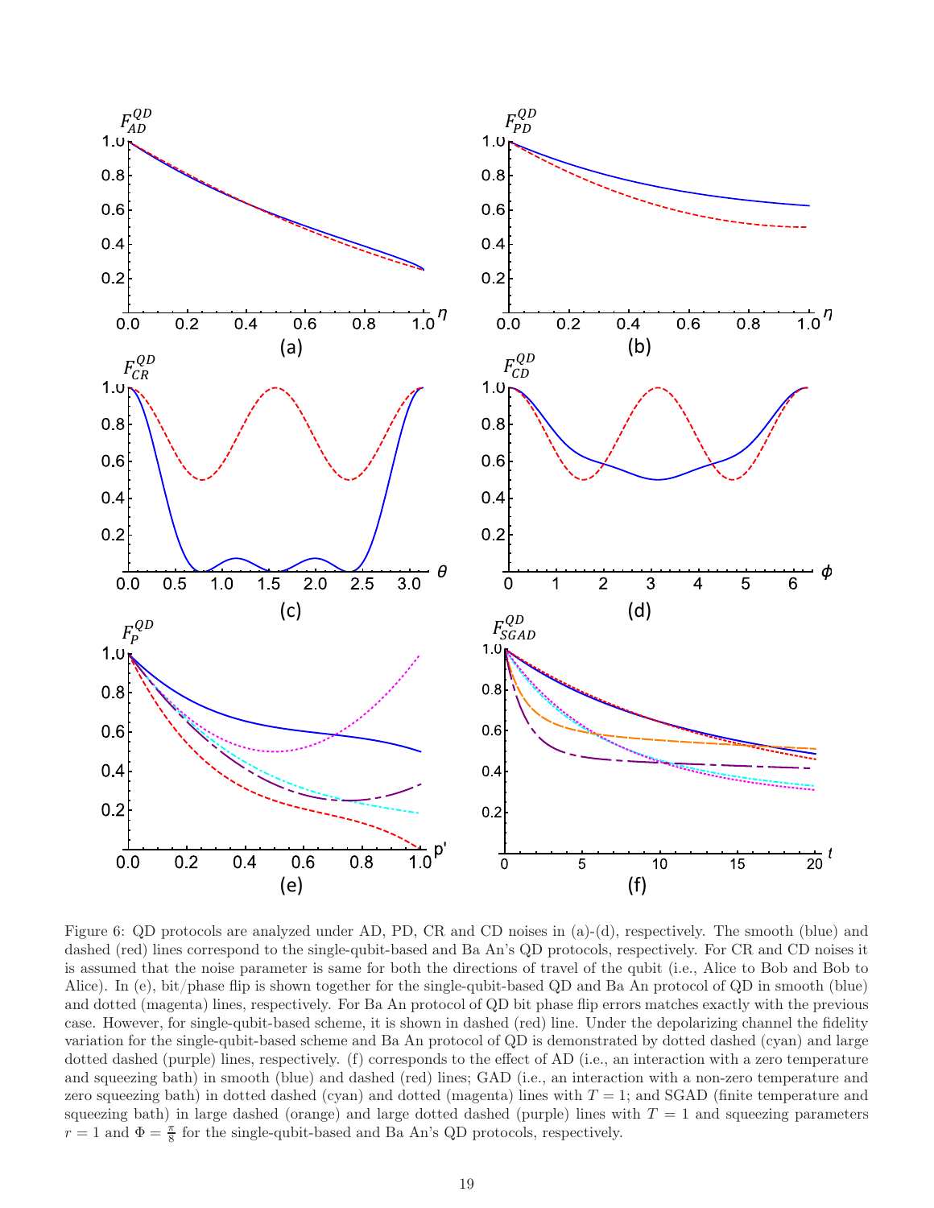Figure 6: QD protocols are analyzed under AD, PD, CR and CD noises in (a)-(d), respectively. The smooth (blue) and dashed (red) lines correspond to the single-qubit-based and Ba An's QD protocols, respectively. For CR and CD noises it is assumed that the noise parameter is same for both the directions of travel of the qubit (i.e., Alice to Bob and Bob to Alice). In (e), bit/phase flip is shown together for the single-qubit-based QD and Ba An protocol of QD in smooth (blue) and dotted (magenta) lines, respectively. For Ba An protocol of QD bit phase flip errors matches exactly with the previous case. However, for single-qubit-based scheme, it is shown in dashed (red) line. Under the depolarizing channel the fidelity variation for the single-qubit-based scheme and Ba An protocol of QD is demonstrated by dotted dashed (cyan) and large dotted dashed (purple) lines, respectively. (f) corresponds to the effect of AD (i.e., an interaction with a zero temperature and squeezing bath) in smooth (blue) and dashed (red) lines; GAD (i.e., an interaction with a non-zero temperature and zero squeezing bath) in dotted dashed (cyan) and dotted (magenta) lines with $T = 1$; and SGAD (finite temperature and squeezing bath) in large dashed (orange) and large dotted dashed (purple) lines with $T = 1$ and squeezing parameters $r = 1$ and $\Phi = \frac{\pi}{8}$ for the single-qubit-based and Ba An's QD protocols, respectively.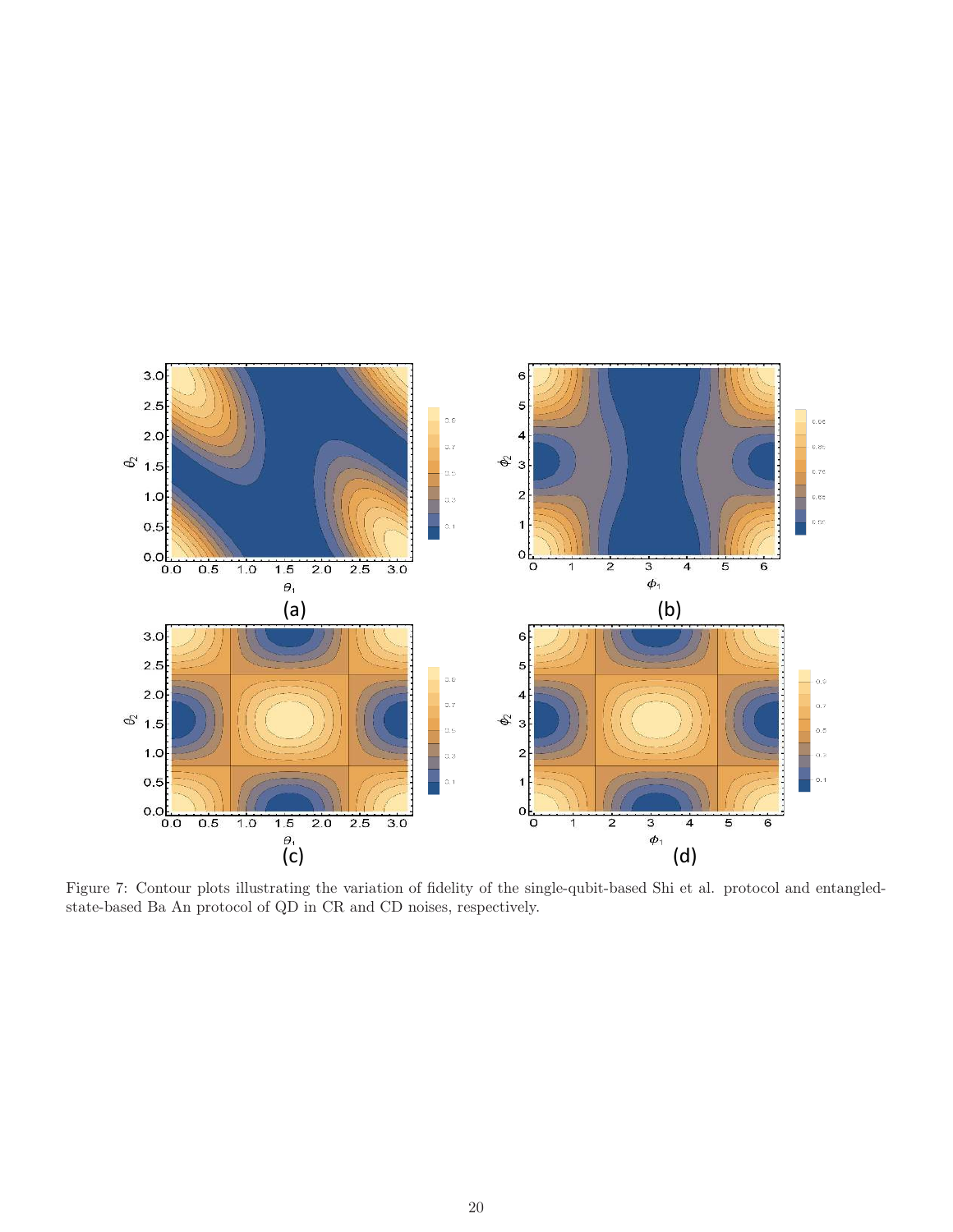Figure 7: Contour plots illustrating the variation of fidelity of the single-qubit-based Shi et al. protocol and entangled-state-based Ba An protocol of QD in CR and CD noises, respectively.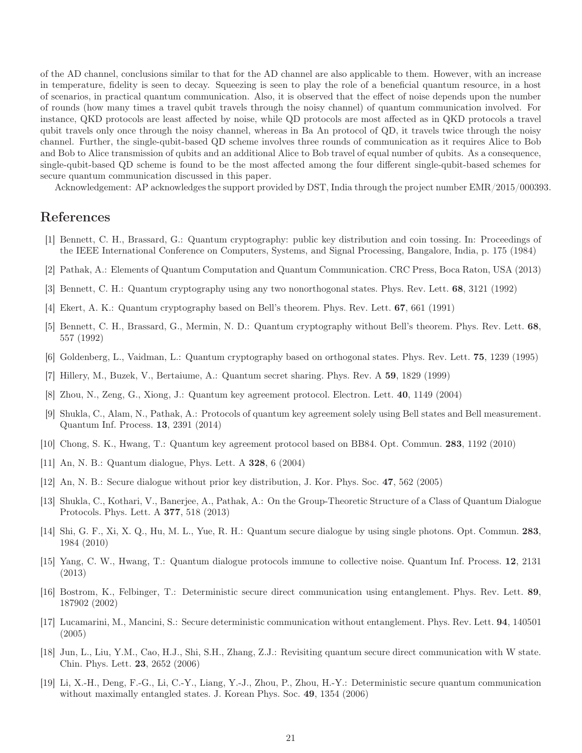of the AD channel, conclusions similar to that for the AD channel are also applicable to them. However, with an increase in temperature, fidelity is seen to decay. Squeezing is seen to play the role of a beneficial quantum resource, in a host of scenarios, in practical quantum communication. Also, it is observed that the effect of noise depends upon the number of rounds (how many times a travel qubit travels through the noisy channel) of quantum communication involved. For instance, QKD protocols are least affected by noise, while QD protocols are most affected as in QKD protocols a travel qubit travels only once through the noisy channel, whereas in Ba An protocol of QD, it travels twice through the noisy channel. Further, the single-qubit-based QD scheme involves three rounds of communication as it requires Alice to Bob and Bob to Alice transmission of qubits and an additional Alice to Bob travel of equal number of qubits. As a consequence, single-qubit-based QD scheme is found to be the most affected among the four different single-qubit-based schemes for secure quantum communication discussed in this paper.

Acknowledgement: AP acknowledges the support provided by DST, India through the project number EMR/2015/000393.

# References

[1] Bennett, C. H., Brassard, G.: Quantum cryptography: public key distribution and coin tossing. In: Proceedings of the IEEE International Conference on Computers, Systems, and Signal Processing, Bangalore, India, p. 175 (1984)

[2] Pathak, A.: Elements of Quantum Computation and Quantum Communication. CRC Press, Boca Raton, USA (2013)

[3] Bennett, C. H.: Quantum cryptography using any two nonorthogonal states. Phys. Rev. Lett. **68**, 3121 (1992)

[4] Ekert, A. K.: Quantum cryptography based on Bell's theorem. Phys. Rev. Lett. **67**, 661 (1991)

[5] Bennett, C. H., Brassard, G., Mermin, N. D.: Quantum cryptography without Bell's theorem. Phys. Rev. Lett. **68**, 557 (1992)

[6] Goldenberg, L., Vaidman, L.: Quantum cryptography based on orthogonal states. Phys. Rev. Lett. **75**, 1239 (1995)

[7] Hillery, M., Buzek, V., Bertaiume, A.: Quantum secret sharing. Phys. Rev. A **59**, 1829 (1999)

[8] Zhou, N., Zeng, G., Xiong, J.: Quantum key agreement protocol. Electron. Lett. **40**, 1149 (2004)

[9] Shukla, C., Alam, N., Pathak, A.: Protocols of quantum key agreement solely using Bell states and Bell measurement. Quantum Inf. Process. **13**, 2391 (2014)

[10] Chong, S. K., Hwang, T.: Quantum key agreement protocol based on BB84. Opt. Commun. **283**, 1192 (2010)

[11] An, N. B.: Quantum dialogue, Phys. Lett. A **328**, 6 (2004)

[12] An, N. B.: Secure dialogue without prior key distribution, J. Kor. Phys. Soc. **47**, 562 (2005)

[13] Shukla, C., Kothari, V., Banerjee, A., Pathak, A.: On the Group-Theoretic Structure of a Class of Quantum Dialogue Protocols. Phys. Lett. A **377**, 518 (2013)

[14] Shi, G. F., Xi, X. Q., Hu, M. L., Yue, R. H.: Quantum secure dialogue by using single photons. Opt. Commun. **283**, 1984 (2010)

[15] Yang, C. W., Hwang, T.: Quantum dialogue protocols immune to collective noise. Quantum Inf. Process. **12**, 2131 (2013)

[16] Bostrom, K., Felbinger, T.: Deterministic secure direct communication using entanglement. Phys. Rev. Lett. **89**, 187902 (2002)

[17] Lucamarini, M., Mancini, S.: Secure deterministic communication without entanglement. Phys. Rev. Lett. **94**, 140501 (2005)

[18] Jun, L., Liu, Y.M., Cao, H.J., Shi, S.H., Zhang, Z.J.: Revisiting quantum secure direct communication with W state. Chin. Phys. Lett. **23**, 2652 (2006)

[19] Li, X.-H., Deng, F.-G., Li, C.-Y., Liang, Y.-J., Zhou, P., Zhou, H.-Y.: Deterministic secure quantum communication without maximally entangled states. J. Korean Phys. Soc. **49**, 1354 (2006)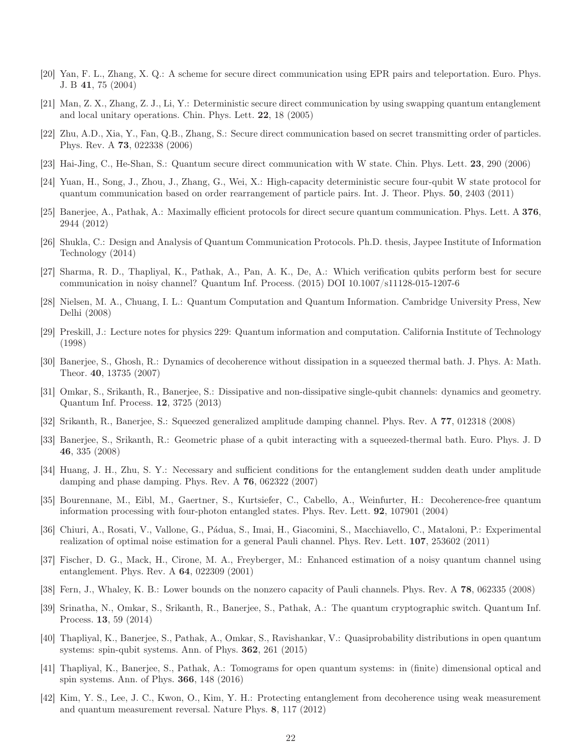[20] Yan, F. L., Zhang, X. Q.: A scheme for secure direct communication using EPR pairs and teleportation. Euro. Phys. J. B **41**, 75 (2004)

[21] Man, Z. X., Zhang, Z. J., Li, Y.: Deterministic secure direct communication by using swapping quantum entanglement and local unitary operations. Chin. Phys. Lett. **22**, 18 (2005)

[22] Zhu, A.D., Xia, Y., Fan, Q.B., Zhang, S.: Secure direct communication based on secret transmitting order of particles. Phys. Rev. A **73**, 022338 (2006)

[23] Hai-Jing, C., He-Shan, S.: Quantum secure direct communication with W state. Chin. Phys. Lett. **23**, 290 (2006)

[24] Yuan, H., Song, J., Zhou, J., Zhang, G., Wei, X.: High-capacity deterministic secure four-qubit W state protocol for quantum communication based on order rearrangement of particle pairs. Int. J. Theor. Phys. **50**, 2403 (2011)

[25] Banerjee, A., Pathak, A.: Maximally efficient protocols for direct secure quantum communication. Phys. Lett. A **376**, 2944 (2012)

[26] Shukla, C.: Design and Analysis of Quantum Communication Protocols. Ph.D. thesis, Jaypee Institute of Information Technology (2014)

[27] Sharma, R. D., Thapliyal, K., Pathak, A., Pan, A. K., De, A.: Which verification qubits perform best for secure communication in noisy channel? Quantum Inf. Process. (2015) DOI 10.1007/s11128-015-1207-6

[28] Nielsen, M. A., Chuang, I. L.: Quantum Computation and Quantum Information. Cambridge University Press, New Delhi (2008)

[29] Preskill, J.: Lecture notes for physics 229: Quantum information and computation. California Institute of Technology (1998)

[30] Banerjee, S., Ghosh, R.: Dynamics of decoherence without dissipation in a squeezed thermal bath. J. Phys. A: Math. Theor. **40**, 13735 (2007)

[31] Omkar, S., Srikanth, R., Banerjee, S.: Dissipative and non-dissipative single-qubit channels: dynamics and geometry. Quantum Inf. Process. **12**, 3725 (2013)

[32] Srikanth, R., Banerjee, S.: Squeezed generalized amplitude damping channel. Phys. Rev. A **77**, 012318 (2008)

[33] Banerjee, S., Srikanth, R.: Geometric phase of a qubit interacting with a squeezed-thermal bath. Euro. Phys. J. D **46**, 335 (2008)

[34] Huang, J. H., Zhu, S. Y.: Necessary and sufficient conditions for the entanglement sudden death under amplitude damping and phase damping. Phys. Rev. A **76**, 062322 (2007)

[35] Bourennane, M., Eibl, M., Gaertner, S., Kurtsiefer, C., Cabello, A., Weinfurter, H.: Decoherence-free quantum information processing with four-photon entangled states. Phys. Rev. Lett. **92**, 107901 (2004)

[36] Chiuri, A., Rosati, V., Vallone, G., Pádua, S., Imai, H., Giacomini, S., Macchiavello, C., Mataloni, P.: Experimental realization of optimal noise estimation for a general Pauli channel. Phys. Rev. Lett. **107**, 253602 (2011)

[37] Fischer, D. G., Mack, H., Cirone, M. A., Freyberger, M.: Enhanced estimation of a noisy quantum channel using entanglement. Phys. Rev. A **64**, 022309 (2001)

[38] Fern, J., Whaley, K. B.: Lower bounds on the nonzero capacity of Pauli channels. Phys. Rev. A **78**, 062335 (2008)

[39] Srinatha, N., Omkar, S., Srikanth, R., Banerjee, S., Pathak, A.: The quantum cryptographic switch. Quantum Inf. Process. **13**, 59 (2014)

[40] Thapliyal, K., Banerjee, S., Pathak, A., Omkar, S., Ravishankar, V.: Quasiprobability distributions in open quantum systems: spin-qubit systems. Ann. of Phys. **362**, 261 (2015)

[41] Thapliyal, K., Banerjee, S., Pathak, A.: Tomograms for open quantum systems: in (finite) dimensional optical and spin systems. Ann. of Phys. **366**, 148 (2016)

[42] Kim, Y. S., Lee, J. C., Kwon, O., Kim, Y. H.: Protecting entanglement from decoherence using weak measurement and quantum measurement reversal. Nature Phys. **8**, 117 (2012)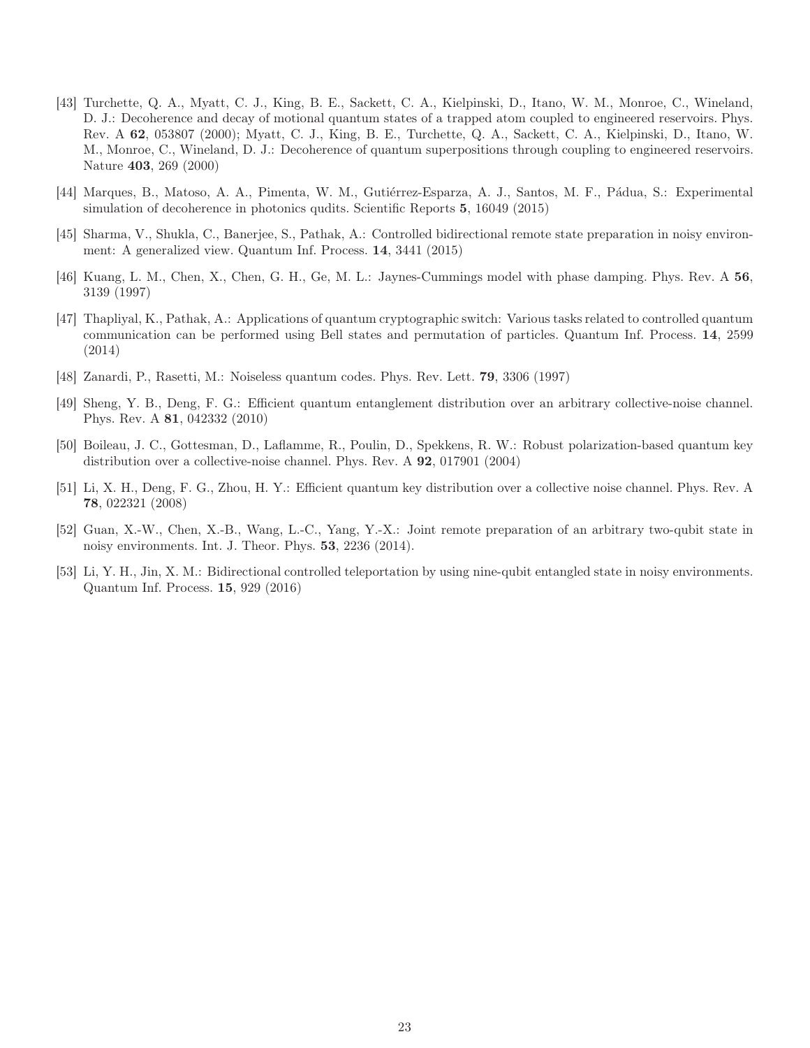[43] Turchette, Q. A., Myatt, C. J., King, B. E., Sackett, C. A., Kielpinski, D., Itano, W. M., Monroe, C., Wineland, D. J.: Decoherence and decay of motional quantum states of a trapped atom coupled to engineered reservoirs. Phys. Rev. A **62**, 053807 (2000); Myatt, C. J., King, B. E., Turchette, Q. A., Sackett, C. A., Kielpinski, D., Itano, W. M., Monroe, C., Wineland, D. J.: Decoherence of quantum superpositions through coupling to engineered reservoirs. Nature **403**, 269 (2000)

[44] Marques, B., Matoso, A. A., Pimenta, W. M., Gutiérrez-Esparza, A. J., Santos, M. F., Pádua, S.: Experimental simulation of decoherence in photonics qudits. Scientific Reports **5**, 16049 (2015)

[45] Sharma, V., Shukla, C., Banerjee, S., Pathak, A.: Controlled bidirectional remote state preparation in noisy environment: A generalized view. Quantum Inf. Process. **14**, 3441 (2015)

[46] Kuang, L. M., Chen, X., Chen, G. H., Ge, M. L.: Jaynes-Cummings model with phase damping. Phys. Rev. A **56**, 3139 (1997)

[47] Thapliyal, K., Pathak, A.: Applications of quantum cryptographic switch: Various tasks related to controlled quantum communication can be performed using Bell states and permutation of particles. Quantum Inf. Process. **14**, 2599 (2014)

[48] Zanardi, P., Rasetti, M.: Noiseless quantum codes. Phys. Rev. Lett. **79**, 3306 (1997)

[49] Sheng, Y. B., Deng, F. G.: Efficient quantum entanglement distribution over an arbitrary collective-noise channel. Phys. Rev. A **81**, 042332 (2010)

[50] Boileau, J. C., Gottesman, D., Laflamme, R., Poulin, D., Spekkens, R. W.: Robust polarization-based quantum key distribution over a collective-noise channel. Phys. Rev. A **92**, 017901 (2004)

[51] Li, X. H., Deng, F. G., Zhou, H. Y.: Efficient quantum key distribution over a collective noise channel. Phys. Rev. A **78**, 022321 (2008)

[52] Guan, X.-W., Chen, X.-B., Wang, L.-C., Yang, Y.-X.: Joint remote preparation of an arbitrary two-qubit state in noisy environments. Int. J. Theor. Phys. **53**, 2236 (2014).

[53] Li, Y. H., Jin, X. M.: Bidirectional controlled teleportation by using nine-qubit entangled state in noisy environments. Quantum Inf. Process. **15**, 929 (2016)